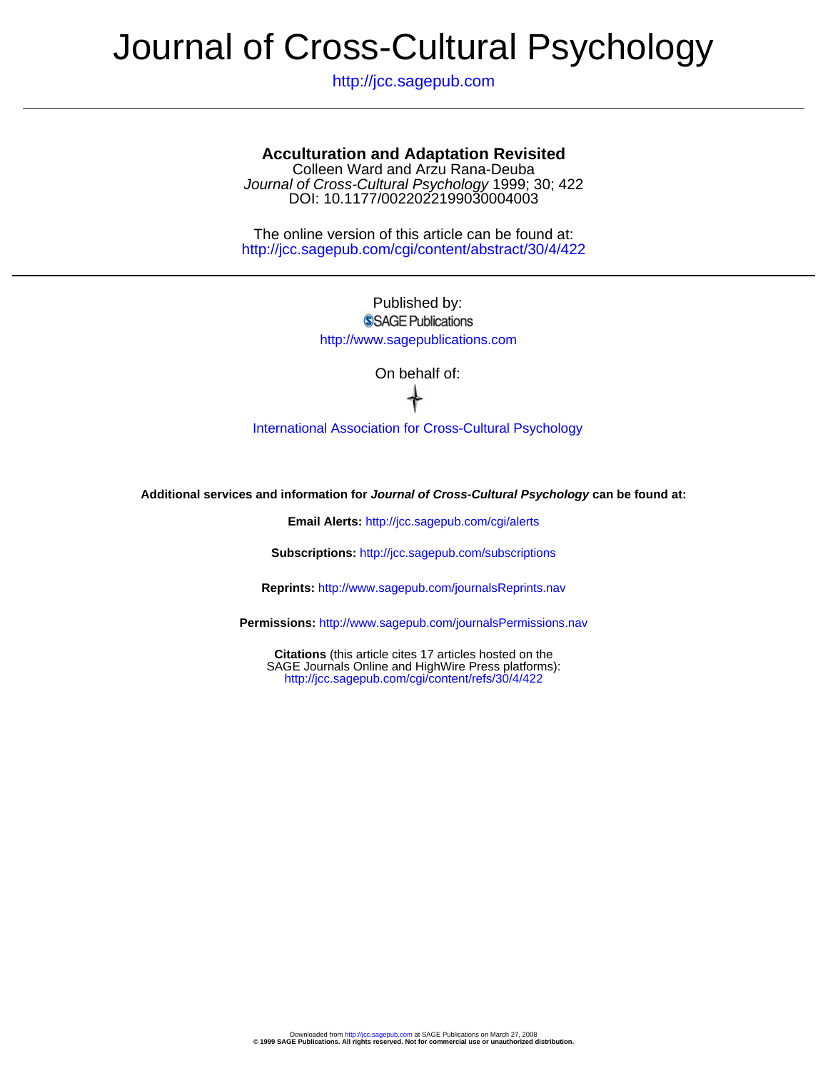# Journal of Cross-Cultural Psychology

http://jcc.sagepub.com

## Acculturation and Adaptation Revisited

Colleen Ward and Arzu Rana-Deuba
*Journal of Cross-Cultural Psychology* 1999; 30; 422
DOI: 10.1177/0022022199030004003

The online version of this article can be found at:
http://jcc.sagepub.com/cgi/content/abstract/30/4/422

---

Published by:
SAGE Publications
http://www.sagepublications.com

On behalf of:

International Association for Cross-Cultural Psychology

**Additional services and information for *Journal of Cross-Cultural Psychology* can be found at:**

**Email Alerts:** http://jcc.sagepub.com/cgi/alerts

**Subscriptions:** http://jcc.sagepub.com/subscriptions

**Reprints:** http://www.sagepub.com/journalsReprints.nav

**Permissions:** http://www.sagepub.com/journalsPermissions.nav

**Citations** (this article cites 17 articles hosted on the SAGE Journals Online and HighWire Press platforms):
http://jcc.sagepub.com/cgi/content/refs/30/4/422

Downloaded from http://jcc.sagepub.com at SAGE Publications on March 27, 2008
**© 1999 SAGE Publications. All rights reserved. Not for commercial use or unauthorized distribution.**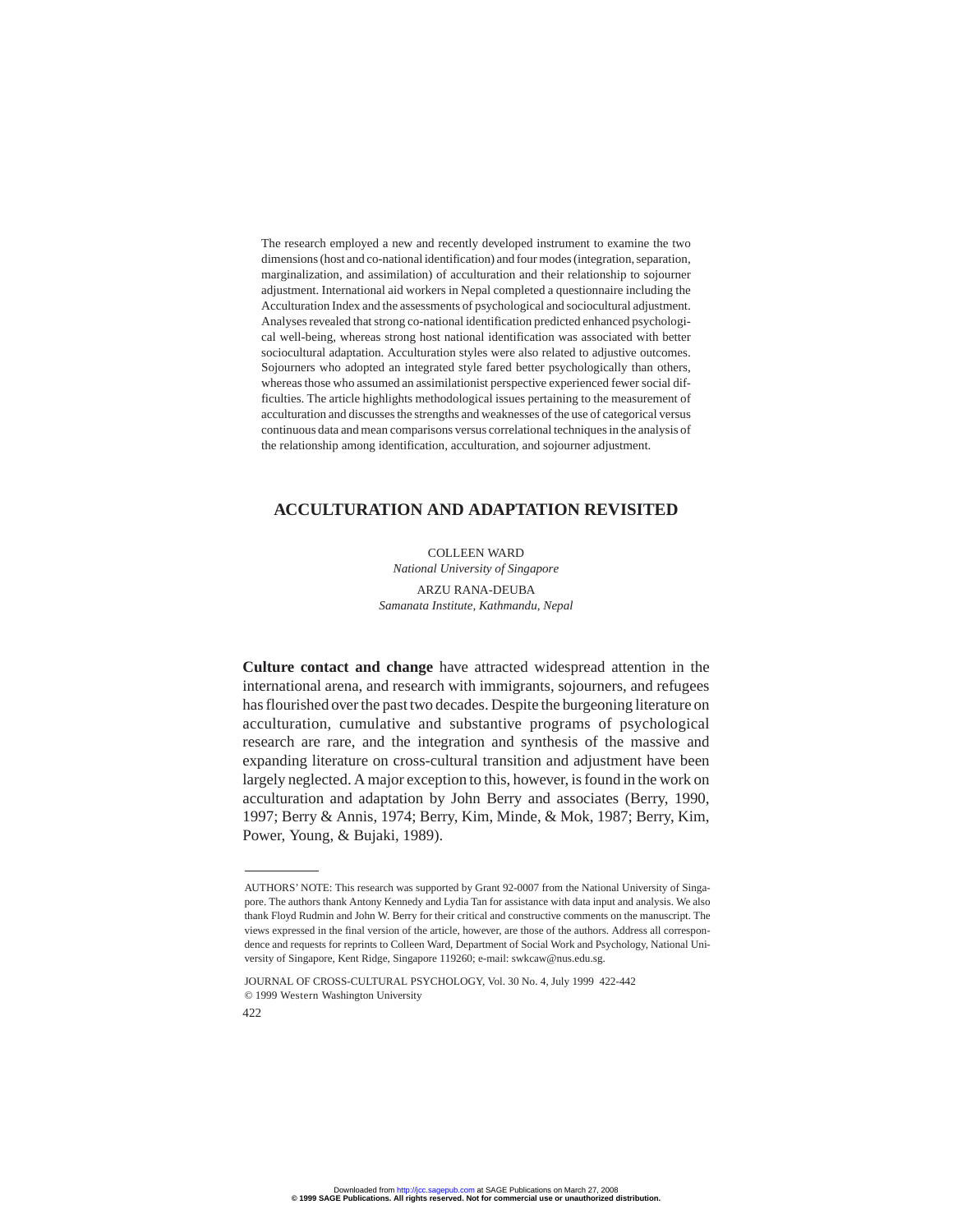The research employed a new and recently developed instrument to examine the two dimensions (host and co-national identification) and four modes (integration, separation, marginalization, and assimilation) of acculturation and their relationship to sojourner adjustment. International aid workers in Nepal completed a questionnaire including the Acculturation Index and the assessments of psychological and sociocultural adjustment. Analyses revealed that strong co-national identification predicted enhanced psychological well-being, whereas strong host national identification was associated with better sociocultural adaptation. Acculturation styles were also related to adjustive outcomes. Sojourners who adopted an integrated style fared better psychologically than others, whereas those who assumed an assimilationist perspective experienced fewer social difficulties. The article highlights methodological issues pertaining to the measurement of acculturation and discusses the strengths and weaknesses of the use of categorical versus continuous data and mean comparisons versus correlational techniques in the analysis of the relationship among identification, acculturation, and sojourner adjustment.

# ACCULTURATION AND ADAPTATION REVISITED

COLLEEN WARD
*National University of Singapore*

ARZU RANA-DEUBA
*Samanata Institute, Kathmandu, Nepal*

**Culture contact and change** have attracted widespread attention in the international arena, and research with immigrants, sojourners, and refugees has flourished over the past two decades. Despite the burgeoning literature on acculturation, cumulative and substantive programs of psychological research are rare, and the integration and synthesis of the massive and expanding literature on cross-cultural transition and adjustment have been largely neglected. A major exception to this, however, is found in the work on acculturation and adaptation by John Berry and associates (Berry, 1990, 1997; Berry & Annis, 1974; Berry, Kim, Minde, & Mok, 1987; Berry, Kim, Power, Young, & Bujaki, 1989).

---

AUTHORS' NOTE: This research was supported by Grant 92-0007 from the National University of Singapore. The authors thank Antony Kennedy and Lydia Tan for assistance with data input and analysis. We also thank Floyd Rudmin and John W. Berry for their critical and constructive comments on the manuscript. The views expressed in the final version of the article, however, are those of the authors. Address all correspondence and requests for reprints to Colleen Ward, Department of Social Work and Psychology, National University of Singapore, Kent Ridge, Singapore 119260; e-mail: swkcaw@nus.edu.sg.

JOURNAL OF CROSS-CULTURAL PSYCHOLOGY, Vol. 30 No. 4, July 1999 422-442
© 1999 Western Washington University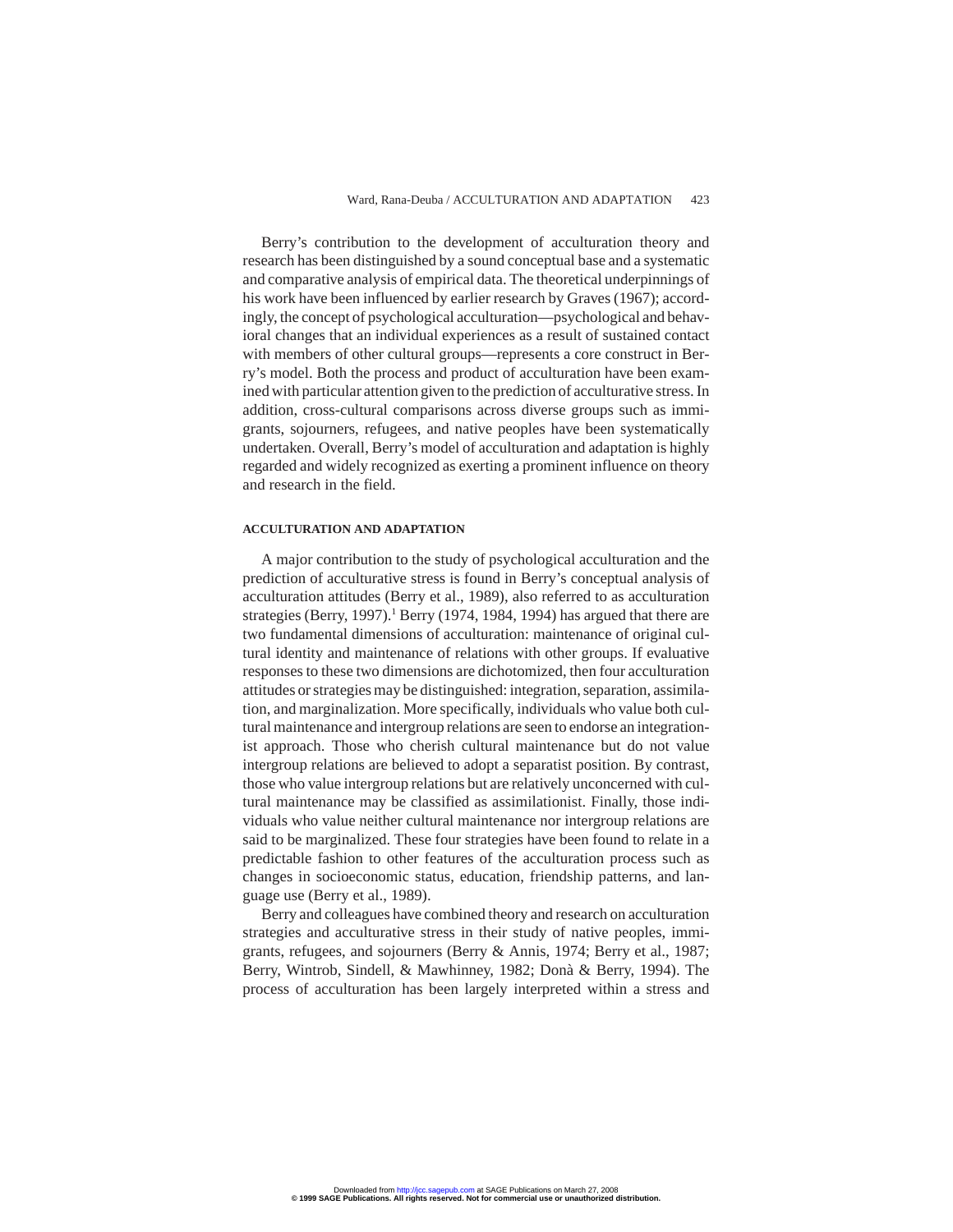Berry's contribution to the development of acculturation theory and research has been distinguished by a sound conceptual base and a systematic and comparative analysis of empirical data. The theoretical underpinnings of his work have been influenced by earlier research by Graves (1967); accordingly, the concept of psychological acculturation—psychological and behavioral changes that an individual experiences as a result of sustained contact with members of other cultural groups—represents a core construct in Berry's model. Both the process and product of acculturation have been examined with particular attention given to the prediction of acculturative stress. In addition, cross-cultural comparisons across diverse groups such as immigrants, sojourners, refugees, and native peoples have been systematically undertaken. Overall, Berry's model of acculturation and adaptation is highly regarded and widely recognized as exerting a prominent influence on theory and research in the field.

## ACCULTURATION AND ADAPTATION

A major contribution to the study of psychological acculturation and the prediction of acculturative stress is found in Berry's conceptual analysis of acculturation attitudes (Berry et al., 1989), also referred to as acculturation strategies (Berry, 1997).[1] Berry (1974, 1984, 1994) has argued that there are two fundamental dimensions of acculturation: maintenance of original cultural identity and maintenance of relations with other groups. If evaluative responses to these two dimensions are dichotomized, then four acculturation attitudes or strategies may be distinguished: integration, separation, assimilation, and marginalization. More specifically, individuals who value both cultural maintenance and intergroup relations are seen to endorse an integrationist approach. Those who cherish cultural maintenance but do not value intergroup relations are believed to adopt a separatist position. By contrast, those who value intergroup relations but are relatively unconcerned with cultural maintenance may be classified as assimilationist. Finally, those individuals who value neither cultural maintenance nor intergroup relations are said to be marginalized. These four strategies have been found to relate in a predictable fashion to other features of the acculturation process such as changes in socioeconomic status, education, friendship patterns, and language use (Berry et al., 1989).

Berry and colleagues have combined theory and research on acculturation strategies and acculturative stress in their study of native peoples, immigrants, refugees, and sojourners (Berry & Annis, 1974; Berry et al., 1987; Berry, Wintrob, Sindell, & Mawhinney, 1982; Donà & Berry, 1994). The process of acculturation has been largely interpreted within a stress and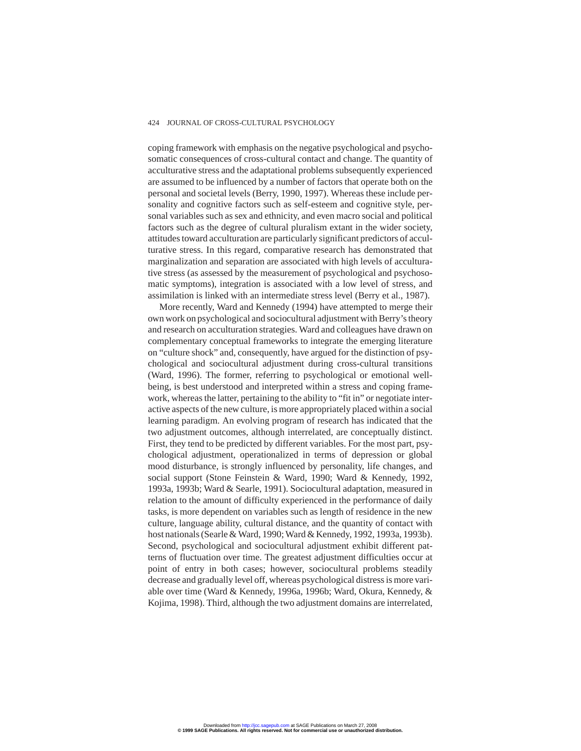coping framework with emphasis on the negative psychological and psychosomatic consequences of cross-cultural contact and change. The quantity of acculturative stress and the adaptational problems subsequently experienced are assumed to be influenced by a number of factors that operate both on the personal and societal levels (Berry, 1990, 1997). Whereas these include personality and cognitive factors such as self-esteem and cognitive style, personal variables such as sex and ethnicity, and even macro social and political factors such as the degree of cultural pluralism extant in the wider society, attitudes toward acculturation are particularly significant predictors of acculturative stress. In this regard, comparative research has demonstrated that marginalization and separation are associated with high levels of acculturative stress (as assessed by the measurement of psychological and psychosomatic symptoms), integration is associated with a low level of stress, and assimilation is linked with an intermediate stress level (Berry et al., 1987).

More recently, Ward and Kennedy (1994) have attempted to merge their own work on psychological and sociocultural adjustment with Berry's theory and research on acculturation strategies. Ward and colleagues have drawn on complementary conceptual frameworks to integrate the emerging literature on "culture shock" and, consequently, have argued for the distinction of psychological and sociocultural adjustment during cross-cultural transitions (Ward, 1996). The former, referring to psychological or emotional well-being, is best understood and interpreted within a stress and coping framework, whereas the latter, pertaining to the ability to "fit in" or negotiate interactive aspects of the new culture, is more appropriately placed within a social learning paradigm. An evolving program of research has indicated that the two adjustment outcomes, although interrelated, are conceptually distinct. First, they tend to be predicted by different variables. For the most part, psychological adjustment, operationalized in terms of depression or global mood disturbance, is strongly influenced by personality, life changes, and social support (Stone Feinstein & Ward, 1990; Ward & Kennedy, 1992, 1993a, 1993b; Ward & Searle, 1991). Sociocultural adaptation, measured in relation to the amount of difficulty experienced in the performance of daily tasks, is more dependent on variables such as length of residence in the new culture, language ability, cultural distance, and the quantity of contact with host nationals (Searle & Ward, 1990; Ward & Kennedy, 1992, 1993a, 1993b). Second, psychological and sociocultural adjustment exhibit different patterns of fluctuation over time. The greatest adjustment difficulties occur at point of entry in both cases; however, sociocultural problems steadily decrease and gradually level off, whereas psychological distress is more variable over time (Ward & Kennedy, 1996a, 1996b; Ward, Okura, Kennedy, & Kojima, 1998). Third, although the two adjustment domains are interrelated,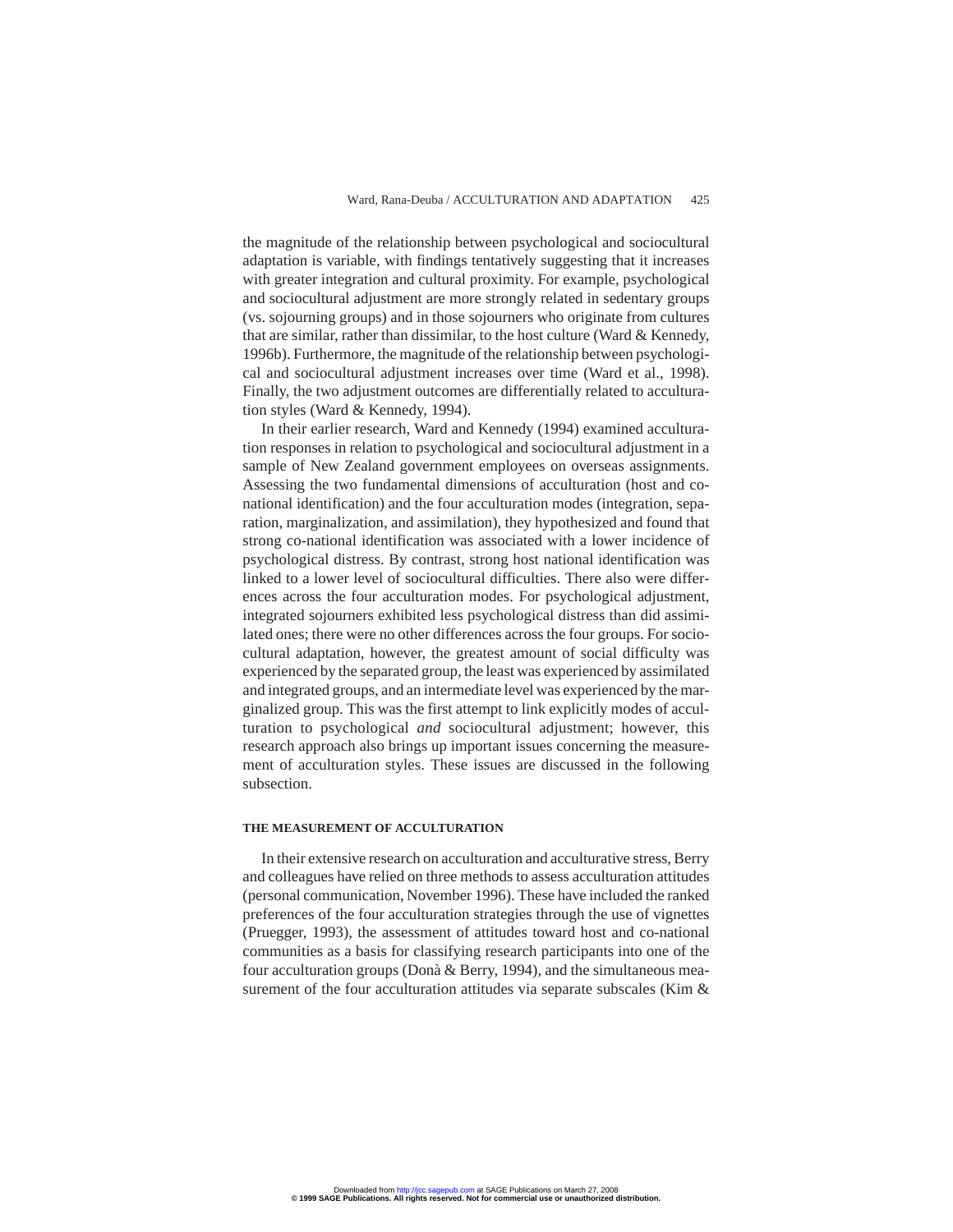the magnitude of the relationship between psychological and sociocultural adaptation is variable, with findings tentatively suggesting that it increases with greater integration and cultural proximity. For example, psychological and sociocultural adjustment are more strongly related in sedentary groups (vs. sojourning groups) and in those sojourners who originate from cultures that are similar, rather than dissimilar, to the host culture (Ward & Kennedy, 1996b). Furthermore, the magnitude of the relationship between psychological and sociocultural adjustment increases over time (Ward et al., 1998). Finally, the two adjustment outcomes are differentially related to acculturation styles (Ward & Kennedy, 1994).

In their earlier research, Ward and Kennedy (1994) examined acculturation responses in relation to psychological and sociocultural adjustment in a sample of New Zealand government employees on overseas assignments. Assessing the two fundamental dimensions of acculturation (host and co-national identification) and the four acculturation modes (integration, separation, marginalization, and assimilation), they hypothesized and found that strong co-national identification was associated with a lower incidence of psychological distress. By contrast, strong host national identification was linked to a lower level of sociocultural difficulties. There also were differences across the four acculturation modes. For psychological adjustment, integrated sojourners exhibited less psychological distress than did assimilated ones; there were no other differences across the four groups. For sociocultural adaptation, however, the greatest amount of social difficulty was experienced by the separated group, the least was experienced by assimilated and integrated groups, and an intermediate level was experienced by the marginalized group. This was the first attempt to link explicitly modes of acculturation to psychological *and* sociocultural adjustment; however, this research approach also brings up important issues concerning the measurement of acculturation styles. These issues are discussed in the following subsection.

### THE MEASUREMENT OF ACCULTURATION

In their extensive research on acculturation and acculturative stress, Berry and colleagues have relied on three methods to assess acculturation attitudes (personal communication, November 1996). These have included the ranked preferences of the four acculturation strategies through the use of vignettes (Pruegger, 1993), the assessment of attitudes toward host and co-national communities as a basis for classifying research participants into one of the four acculturation groups (Donà & Berry, 1994), and the simultaneous measurement of the four acculturation attitudes via separate subscales (Kim &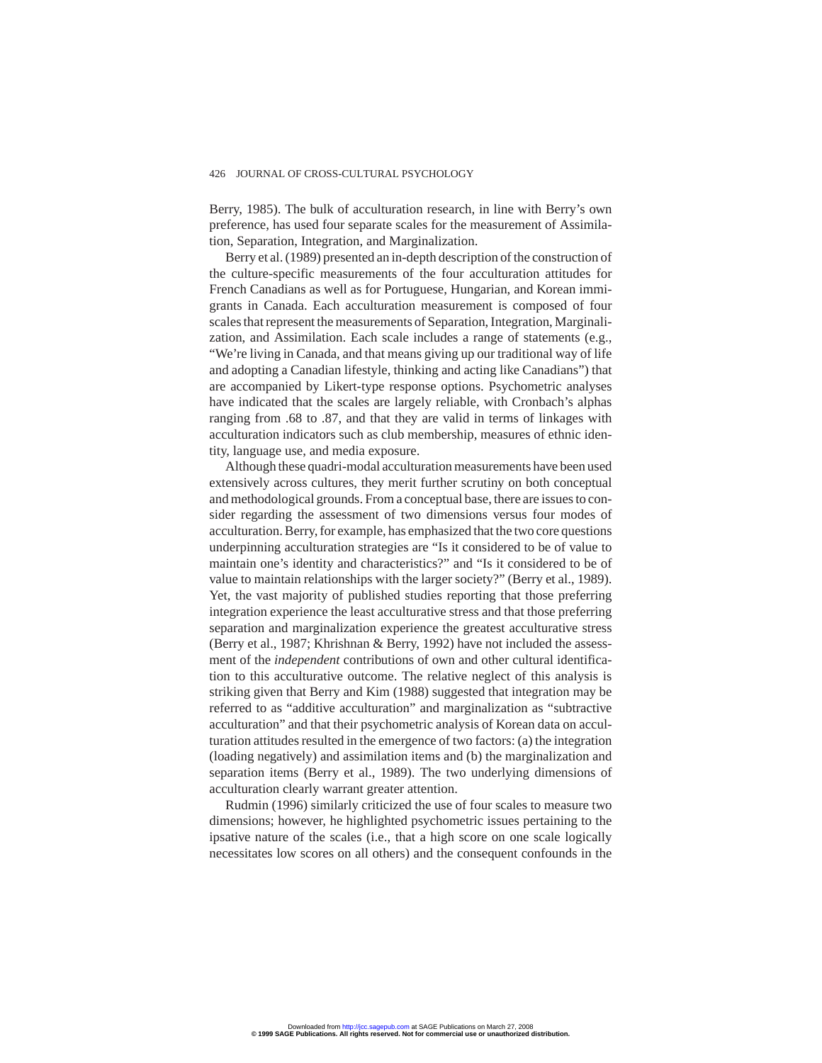Berry, 1985). The bulk of acculturation research, in line with Berry's own preference, has used four separate scales for the measurement of Assimilation, Separation, Integration, and Marginalization.

Berry et al. (1989) presented an in-depth description of the construction of the culture-specific measurements of the four acculturation attitudes for French Canadians as well as for Portuguese, Hungarian, and Korean immigrants in Canada. Each acculturation measurement is composed of four scales that represent the measurements of Separation, Integration, Marginalization, and Assimilation. Each scale includes a range of statements (e.g., "We're living in Canada, and that means giving up our traditional way of life and adopting a Canadian lifestyle, thinking and acting like Canadians") that are accompanied by Likert-type response options. Psychometric analyses have indicated that the scales are largely reliable, with Cronbach's alphas ranging from .68 to .87, and that they are valid in terms of linkages with acculturation indicators such as club membership, measures of ethnic identity, language use, and media exposure.

Although these quadri-modal acculturation measurements have been used extensively across cultures, they merit further scrutiny on both conceptual and methodological grounds. From a conceptual base, there are issues to consider regarding the assessment of two dimensions versus four modes of acculturation. Berry, for example, has emphasized that the two core questions underpinning acculturation strategies are "Is it considered to be of value to maintain one's identity and characteristics?" and "Is it considered to be of value to maintain relationships with the larger society?" (Berry et al., 1989). Yet, the vast majority of published studies reporting that those preferring integration experience the least acculturative stress and that those preferring separation and marginalization experience the greatest acculturative stress (Berry et al., 1987; Khrishnan & Berry, 1992) have not included the assessment of the *independent* contributions of own and other cultural identification to this acculturative outcome. The relative neglect of this analysis is striking given that Berry and Kim (1988) suggested that integration may be referred to as "additive acculturation" and marginalization as "subtractive acculturation" and that their psychometric analysis of Korean data on acculturation attitudes resulted in the emergence of two factors: (a) the integration (loading negatively) and assimilation items and (b) the marginalization and separation items (Berry et al., 1989). The two underlying dimensions of acculturation clearly warrant greater attention.

Rudmin (1996) similarly criticized the use of four scales to measure two dimensions; however, he highlighted psychometric issues pertaining to the ipsative nature of the scales (i.e., that a high score on one scale logically necessitates low scores on all others) and the consequent confounds in the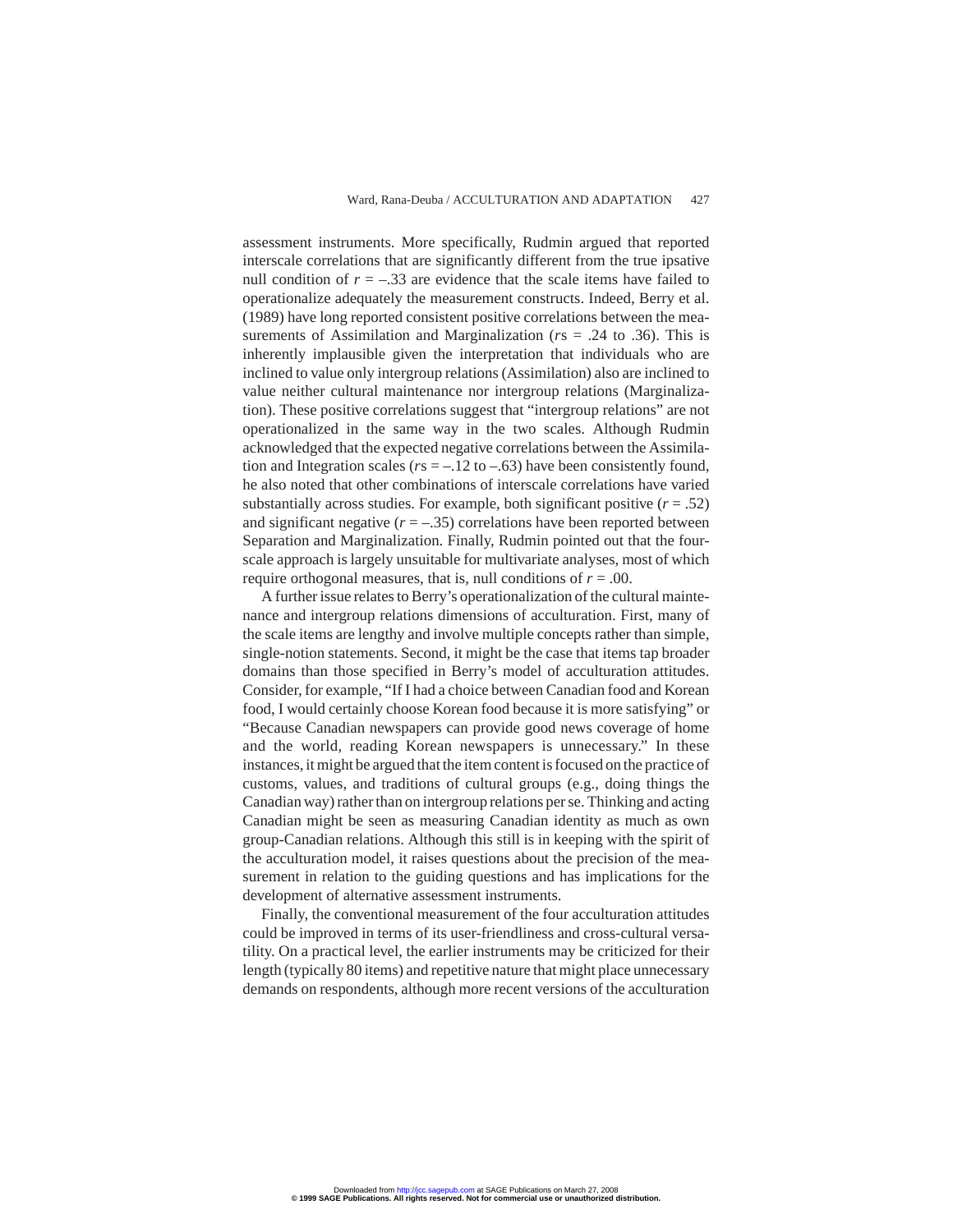assessment instruments. More specifically, Rudmin argued that reported interscale correlations that are significantly different from the true ipsative null condition of $r = -.33$ are evidence that the scale items have failed to operationalize adequately the measurement constructs. Indeed, Berry et al. (1989) have long reported consistent positive correlations between the measurements of Assimilation and Marginalization ($r$s = .24 to .36). This is inherently implausible given the interpretation that individuals who are inclined to value only intergroup relations (Assimilation) also are inclined to value neither cultural maintenance nor intergroup relations (Marginalization). These positive correlations suggest that "intergroup relations" are not operationalized in the same way in the two scales. Although Rudmin acknowledged that the expected negative correlations between the Assimilation and Integration scales ($r$s = –.12 to –.63) have been consistently found, he also noted that other combinations of interscale correlations have varied substantially across studies. For example, both significant positive ($r = .52$) and significant negative ($r = -.35$) correlations have been reported between Separation and Marginalization. Finally, Rudmin pointed out that the four-scale approach is largely unsuitable for multivariate analyses, most of which require orthogonal measures, that is, null conditions of $r = .00$.

A further issue relates to Berry's operationalization of the cultural maintenance and intergroup relations dimensions of acculturation. First, many of the scale items are lengthy and involve multiple concepts rather than simple, single-notion statements. Second, it might be the case that items tap broader domains than those specified in Berry's model of acculturation attitudes. Consider, for example, "If I had a choice between Canadian food and Korean food, I would certainly choose Korean food because it is more satisfying" or "Because Canadian newspapers can provide good news coverage of home and the world, reading Korean newspapers is unnecessary." In these instances, it might be argued that the item content is focused on the practice of customs, values, and traditions of cultural groups (e.g., doing things the Canadian way) rather than on intergroup relations per se. Thinking and acting Canadian might be seen as measuring Canadian identity as much as own group-Canadian relations. Although this still is in keeping with the spirit of the acculturation model, it raises questions about the precision of the measurement in relation to the guiding questions and has implications for the development of alternative assessment instruments.

Finally, the conventional measurement of the four acculturation attitudes could be improved in terms of its user-friendliness and cross-cultural versatility. On a practical level, the earlier instruments may be criticized for their length (typically 80 items) and repetitive nature that might place unnecessary demands on respondents, although more recent versions of the acculturation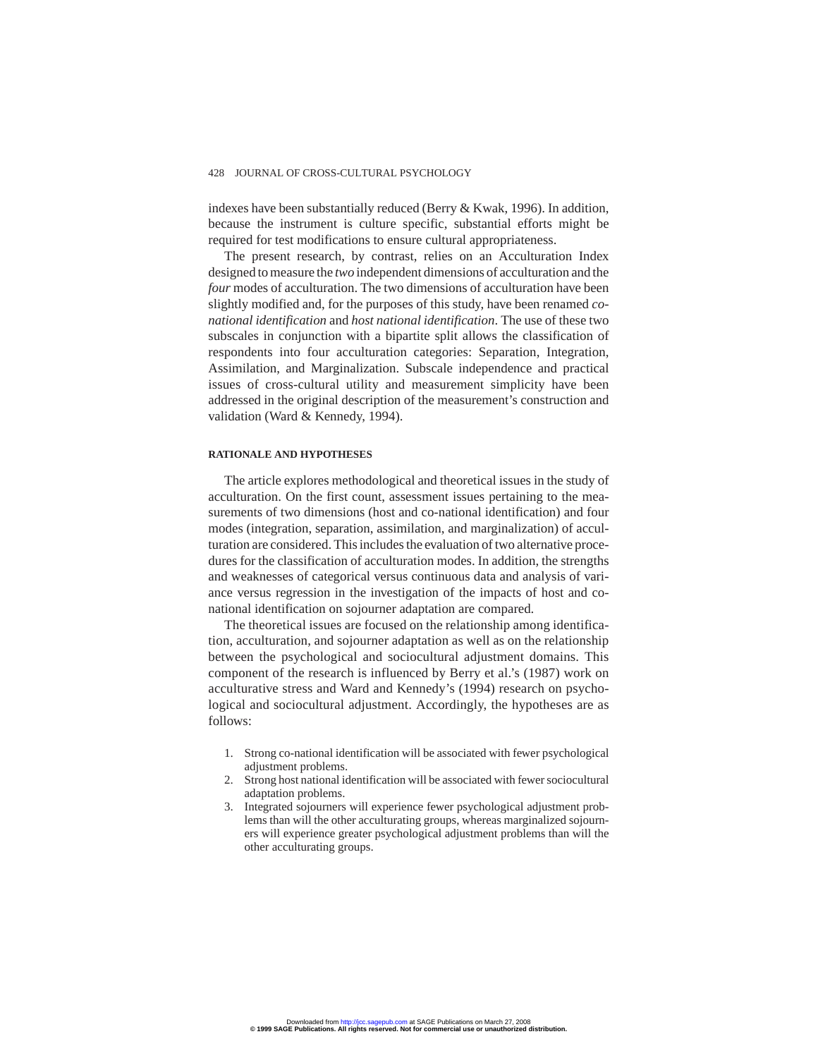indexes have been substantially reduced (Berry & Kwak, 1996). In addition, because the instrument is culture specific, substantial efforts might be required for test modifications to ensure cultural appropriateness.

The present research, by contrast, relies on an Acculturation Index designed to measure the *two* independent dimensions of acculturation and the *four* modes of acculturation. The two dimensions of acculturation have been slightly modified and, for the purposes of this study, have been renamed *co-national identification* and *host national identification*. The use of these two subscales in conjunction with a bipartite split allows the classification of respondents into four acculturation categories: Separation, Integration, Assimilation, and Marginalization. Subscale independence and practical issues of cross-cultural utility and measurement simplicity have been addressed in the original description of the measurement's construction and validation (Ward & Kennedy, 1994).

#### RATIONALE AND HYPOTHESES

The article explores methodological and theoretical issues in the study of acculturation. On the first count, assessment issues pertaining to the measurements of two dimensions (host and co-national identification) and four modes (integration, separation, assimilation, and marginalization) of acculturation are considered. This includes the evaluation of two alternative procedures for the classification of acculturation modes. In addition, the strengths and weaknesses of categorical versus continuous data and analysis of variance versus regression in the investigation of the impacts of host and co-national identification on sojourner adaptation are compared.

The theoretical issues are focused on the relationship among identification, acculturation, and sojourner adaptation as well as on the relationship between the psychological and sociocultural adjustment domains. This component of the research is influenced by Berry et al.'s (1987) work on acculturative stress and Ward and Kennedy's (1994) research on psychological and sociocultural adjustment. Accordingly, the hypotheses are as follows:

1. Strong co-national identification will be associated with fewer psychological adjustment problems.
2. Strong host national identification will be associated with fewer sociocultural adaptation problems.
3. Integrated sojourners will experience fewer psychological adjustment problems than will the other acculturating groups, whereas marginalized sojourners will experience greater psychological adjustment problems than will the other acculturating groups.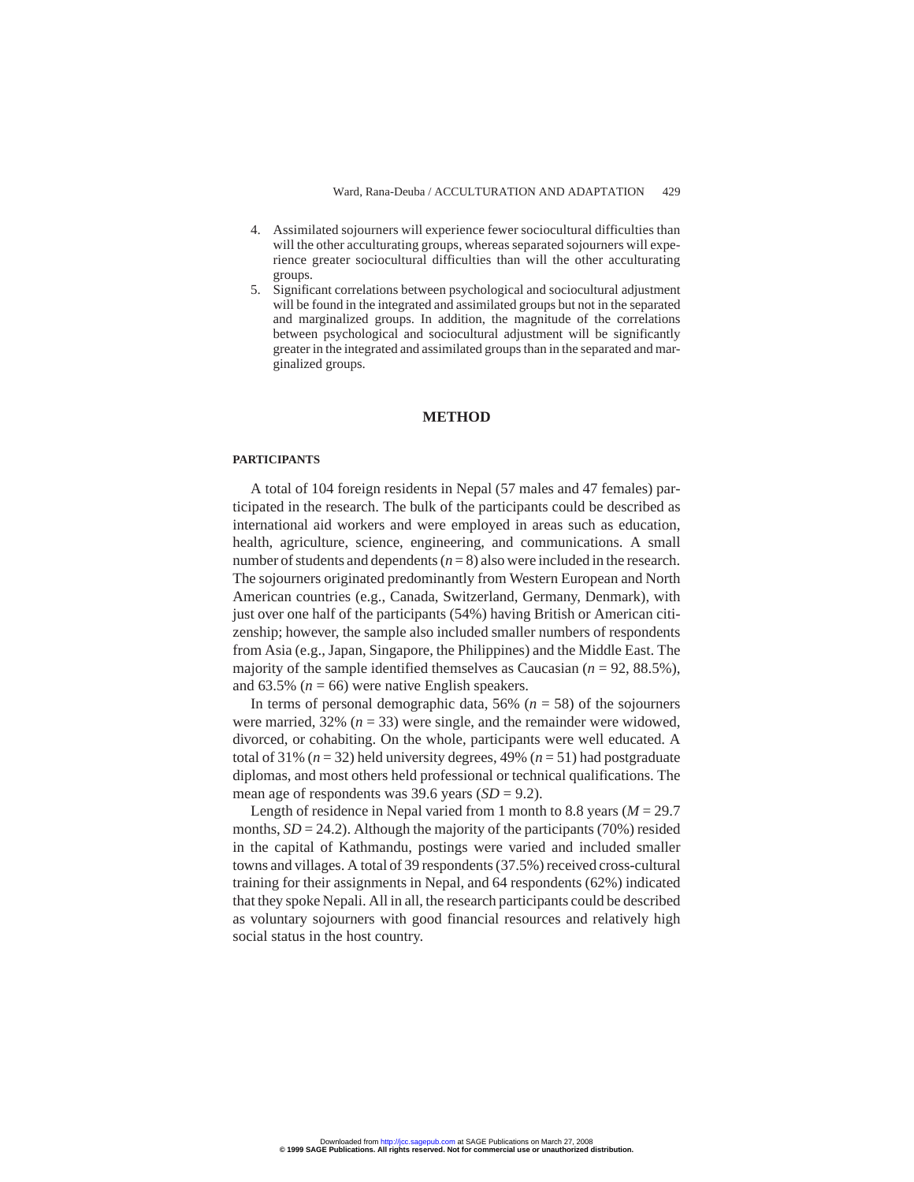4. Assimilated sojourners will experience fewer sociocultural difficulties than will the other acculturating groups, whereas separated sojourners will experience greater sociocultural difficulties than will the other acculturating groups.
5. Significant correlations between psychological and sociocultural adjustment will be found in the integrated and assimilated groups but not in the separated and marginalized groups. In addition, the magnitude of the correlations between psychological and sociocultural adjustment will be significantly greater in the integrated and assimilated groups than in the separated and marginalized groups.

## METHOD

### PARTICIPANTS

A total of 104 foreign residents in Nepal (57 males and 47 females) participated in the research. The bulk of the participants could be described as international aid workers and were employed in areas such as education, health, agriculture, science, engineering, and communications. A small number of students and dependents ($n = 8$) also were included in the research. The sojourners originated predominantly from Western European and North American countries (e.g., Canada, Switzerland, Germany, Denmark), with just over one half of the participants (54%) having British or American citizenship; however, the sample also included smaller numbers of respondents from Asia (e.g., Japan, Singapore, the Philippines) and the Middle East. The majority of the sample identified themselves as Caucasian ($n = 92$, 88.5%), and 63.5% ($n = 66$) were native English speakers.

In terms of personal demographic data, 56% ($n = 58$) of the sojourners were married, 32% ($n = 33$) were single, and the remainder were widowed, divorced, or cohabiting. On the whole, participants were well educated. A total of 31% ($n = 32$) held university degrees, 49% ($n = 51$) had postgraduate diplomas, and most others held professional or technical qualifications. The mean age of respondents was 39.6 years ($SD = 9.2$).

Length of residence in Nepal varied from 1 month to 8.8 years ($M = 29.7$ months, $SD = 24.2$). Although the majority of the participants (70%) resided in the capital of Kathmandu, postings were varied and included smaller towns and villages. A total of 39 respondents (37.5%) received cross-cultural training for their assignments in Nepal, and 64 respondents (62%) indicated that they spoke Nepali. All in all, the research participants could be described as voluntary sojourners with good financial resources and relatively high social status in the host country.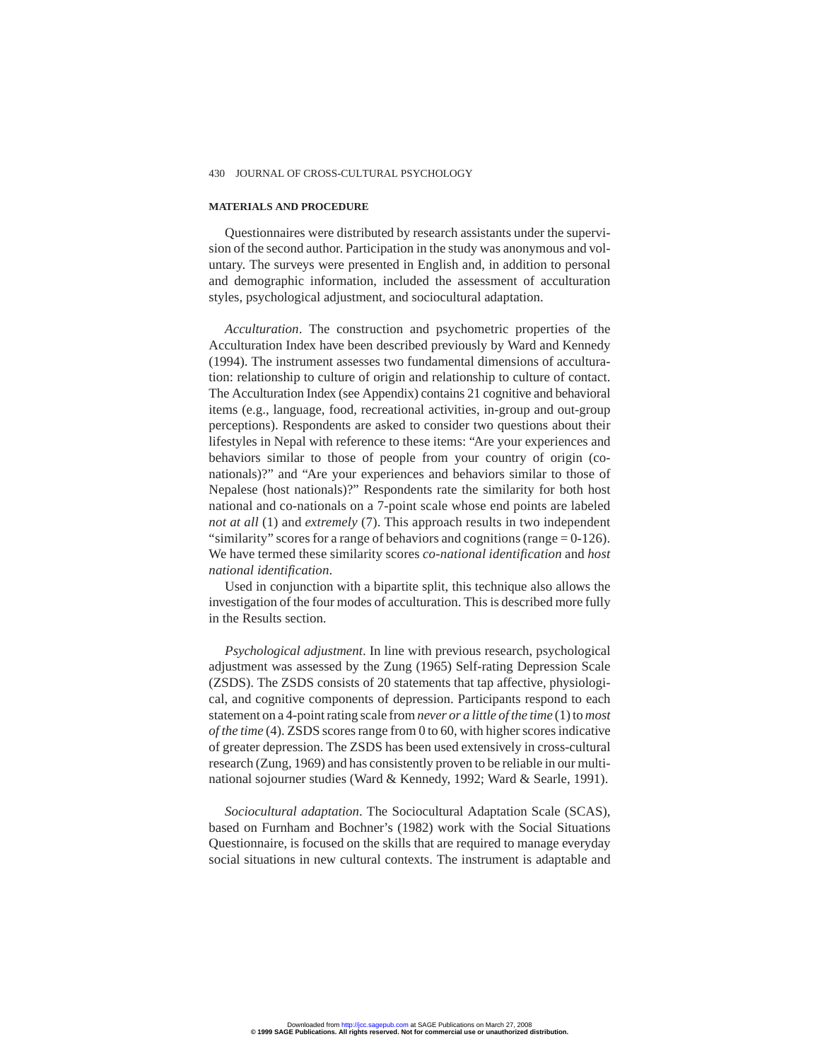## MATERIALS AND PROCEDURE

Questionnaires were distributed by research assistants under the supervision of the second author. Participation in the study was anonymous and voluntary. The surveys were presented in English and, in addition to personal and demographic information, included the assessment of acculturation styles, psychological adjustment, and sociocultural adaptation.

*Acculturation*. The construction and psychometric properties of the Acculturation Index have been described previously by Ward and Kennedy (1994). The instrument assesses two fundamental dimensions of acculturation: relationship to culture of origin and relationship to culture of contact. The Acculturation Index (see Appendix) contains 21 cognitive and behavioral items (e.g., language, food, recreational activities, in-group and out-group perceptions). Respondents are asked to consider two questions about their lifestyles in Nepal with reference to these items: "Are your experiences and behaviors similar to those of people from your country of origin (co-nationals)?" and "Are your experiences and behaviors similar to those of Nepalese (host nationals)?" Respondents rate the similarity for both host national and co-nationals on a 7-point scale whose end points are labeled *not at all* (1) and *extremely* (7). This approach results in two independent "similarity" scores for a range of behaviors and cognitions (range = 0-126). We have termed these similarity scores *co-national identification* and *host national identification*.

Used in conjunction with a bipartite split, this technique also allows the investigation of the four modes of acculturation. This is described more fully in the Results section.

*Psychological adjustment*. In line with previous research, psychological adjustment was assessed by the Zung (1965) Self-rating Depression Scale (ZSDS). The ZSDS consists of 20 statements that tap affective, physiological, and cognitive components of depression. Participants respond to each statement on a 4-point rating scale from *never or a little of the time* (1) to *most of the time* (4). ZSDS scores range from 0 to 60, with higher scores indicative of greater depression. The ZSDS has been used extensively in cross-cultural research (Zung, 1969) and has consistently proven to be reliable in our multinational sojourner studies (Ward & Kennedy, 1992; Ward & Searle, 1991).

*Sociocultural adaptation*. The Sociocultural Adaptation Scale (SCAS), based on Furnham and Bochner's (1982) work with the Social Situations Questionnaire, is focused on the skills that are required to manage everyday social situations in new cultural contexts. The instrument is adaptable and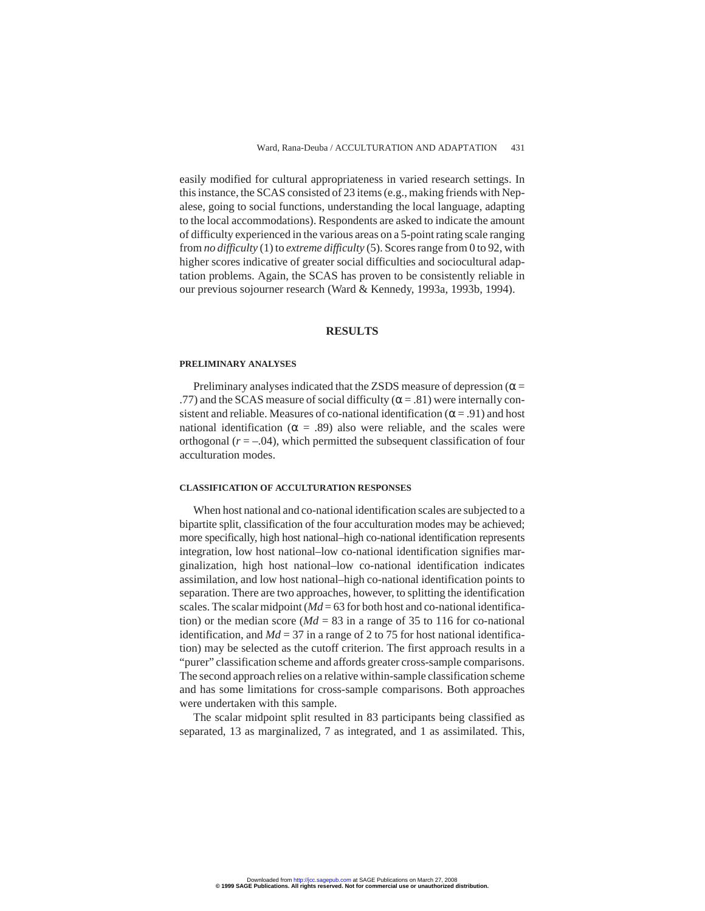easily modified for cultural appropriateness in varied research settings. In this instance, the SCAS consisted of 23 items (e.g., making friends with Nepalese, going to social functions, understanding the local language, adapting to the local accommodations). Respondents are asked to indicate the amount of difficulty experienced in the various areas on a 5-point rating scale ranging from *no difficulty* (1) to *extreme difficulty* (5). Scores range from 0 to 92, with higher scores indicative of greater social difficulties and sociocultural adaptation problems. Again, the SCAS has proven to be consistently reliable in our previous sojourner research (Ward & Kennedy, 1993a, 1993b, 1994).

## RESULTS

### PRELIMINARY ANALYSES

Preliminary analyses indicated that the ZSDS measure of depression ($\alpha$ = .77) and the SCAS measure of social difficulty ($\alpha$ = .81) were internally consistent and reliable. Measures of co-national identification ($\alpha$ = .91) and host national identification ($\alpha$ = .89) also were reliable, and the scales were orthogonal ($r$ = –.04), which permitted the subsequent classification of four acculturation modes.

### CLASSIFICATION OF ACCULTURATION RESPONSES

When host national and co-national identification scales are subjected to a bipartite split, classification of the four acculturation modes may be achieved; more specifically, high host national–high co-national identification represents integration, low host national–low co-national identification signifies marginalization, high host national–low co-national identification indicates assimilation, and low host national–high co-national identification points to separation. There are two approaches, however, to splitting the identification scales. The scalar midpoint ($Md$ = 63 for both host and co-national identification) or the median score ($Md$ = 83 in a range of 35 to 116 for co-national identification, and $Md$ = 37 in a range of 2 to 75 for host national identification) may be selected as the cutoff criterion. The first approach results in a "purer" classification scheme and affords greater cross-sample comparisons. The second approach relies on a relative within-sample classification scheme and has some limitations for cross-sample comparisons. Both approaches were undertaken with this sample.

The scalar midpoint split resulted in 83 participants being classified as separated, 13 as marginalized, 7 as integrated, and 1 as assimilated. This,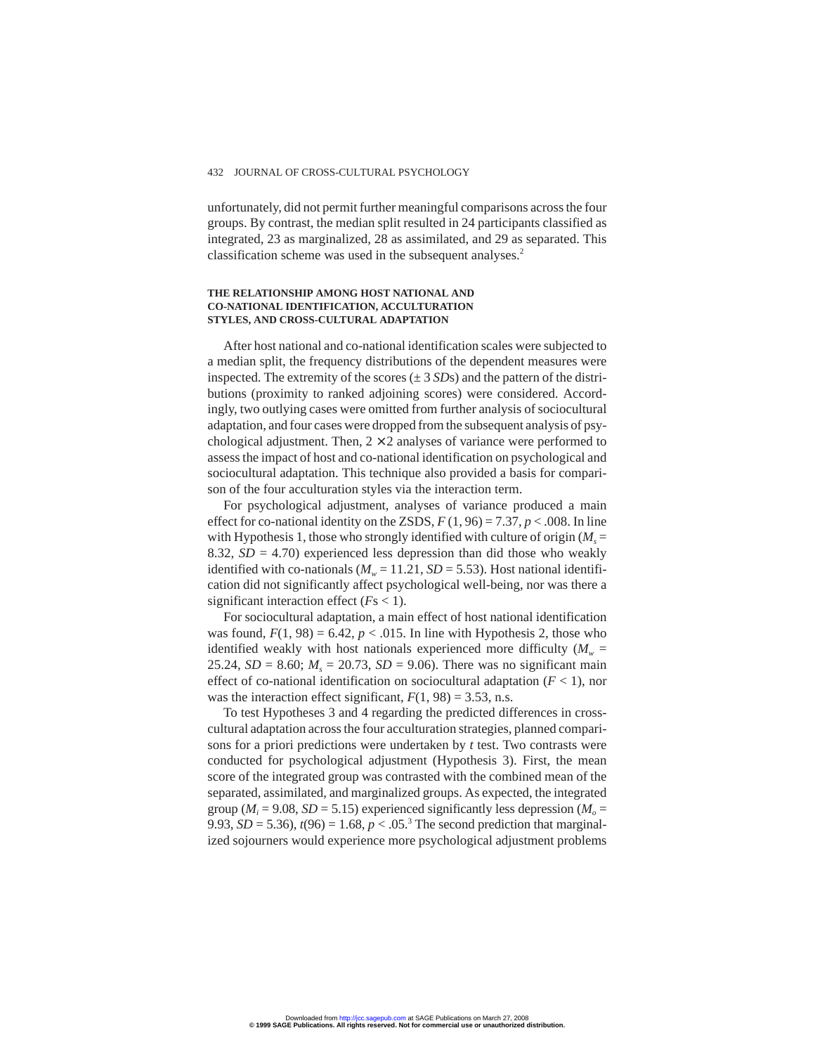unfortunately, did not permit further meaningful comparisons across the four groups. By contrast, the median split resulted in 24 participants classified as integrated, 23 as marginalized, 28 as assimilated, and 29 as separated. This classification scheme was used in the subsequent analyses.[2]

### THE RELATIONSHIP AMONG HOST NATIONAL AND CO-NATIONAL IDENTIFICATION, ACCULTURATION STYLES, AND CROSS-CULTURAL ADAPTATION

After host national and co-national identification scales were subjected to a median split, the frequency distributions of the dependent measures were inspected. The extremity of the scores (± 3 *SD*s) and the pattern of the distributions (proximity to ranked adjoining scores) were considered. Accordingly, two outlying cases were omitted from further analysis of sociocultural adaptation, and four cases were dropped from the subsequent analysis of psychological adjustment. Then, $2 \times 2$ analyses of variance were performed to assess the impact of host and co-national identification on psychological and sociocultural adaptation. This technique also provided a basis for comparison of the four acculturation styles via the interaction term.

For psychological adjustment, analyses of variance produced a main effect for co-national identity on the ZSDS, $F(1, 96) = 7.37$, $p < .008$. In line with Hypothesis 1, those who strongly identified with culture of origin ($M_s = 8.32$, $SD = 4.70$) experienced less depression than did those who weakly identified with co-nationals ($M_w = 11.21$, $SD = 5.53$). Host national identification did not significantly affect psychological well-being, nor was there a significant interaction effect (*F*s < 1).

For sociocultural adaptation, a main effect of host national identification was found, $F(1, 98) = 6.42$, $p < .015$. In line with Hypothesis 2, those who identified weakly with host nationals experienced more difficulty ($M_w = 25.24$, $SD = 8.60$; $M_s = 20.73$, $SD = 9.06$). There was no significant main effect of co-national identification on sociocultural adaptation ($F < 1$), nor was the interaction effect significant, $F(1, 98) = 3.53$, n.s.

To test Hypotheses 3 and 4 regarding the predicted differences in cross-cultural adaptation across the four acculturation strategies, planned comparisons for a priori predictions were undertaken by *t* test. Two contrasts were conducted for psychological adjustment (Hypothesis 3). First, the mean score of the integrated group was contrasted with the combined mean of the separated, assimilated, and marginalized groups. As expected, the integrated group ($M_i = 9.08$, $SD = 5.15$) experienced significantly less depression ($M_o = 9.93$, $SD = 5.36$), $t(96) = 1.68$, $p < .05$.[3] The second prediction that marginalized sojourners would experience more psychological adjustment problems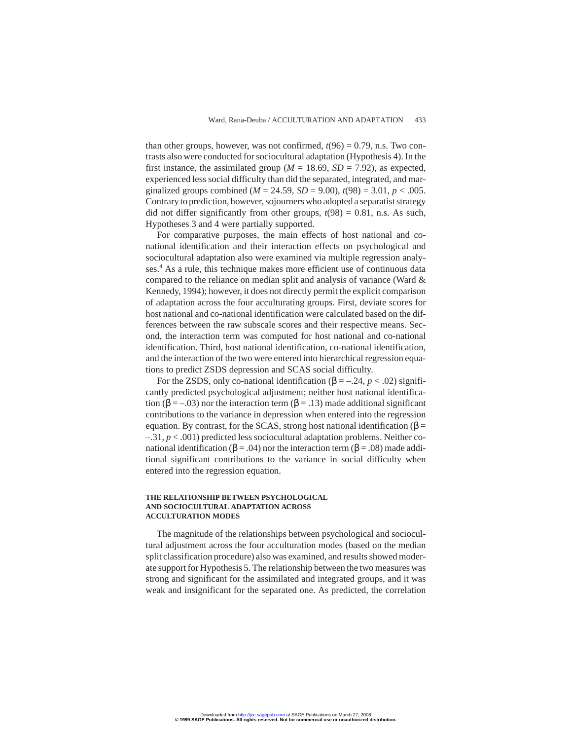than other groups, however, was not confirmed, $t(96) = 0.79$, n.s. Two contrasts also were conducted for sociocultural adaptation (Hypothesis 4). In the first instance, the assimilated group ($M = 18.69$, $SD = 7.92$), as expected, experienced less social difficulty than did the separated, integrated, and marginalized groups combined ($M = 24.59$, $SD = 9.00$), $t(98) = 3.01$, $p < .005$. Contrary to prediction, however, sojourners who adopted a separatist strategy did not differ significantly from other groups, $t(98) = 0.81$, n.s. As such, Hypotheses 3 and 4 were partially supported.

For comparative purposes, the main effects of host national and co-national identification and their interaction effects on psychological and sociocultural adaptation also were examined via multiple regression analyses.[4] As a rule, this technique makes more efficient use of continuous data compared to the reliance on median split and analysis of variance (Ward & Kennedy, 1994); however, it does not directly permit the explicit comparison of adaptation across the four acculturating groups. First, deviate scores for host national and co-national identification were calculated based on the differences between the raw subscale scores and their respective means. Second, the interaction term was computed for host national and co-national identification. Third, host national identification, co-national identification, and the interaction of the two were entered into hierarchical regression equations to predict ZSDS depression and SCAS social difficulty.

For the ZSDS, only co-national identification ($\beta = -.24$, $p < .02$) significantly predicted psychological adjustment; neither host national identification ($\beta = -.03$) nor the interaction term ($\beta = .13$) made additional significant contributions to the variance in depression when entered into the regression equation. By contrast, for the SCAS, strong host national identification ($\beta = -.31$, $p < .001$) predicted less sociocultural adaptation problems. Neither co-national identification ($\beta = .04$) nor the interaction term ($\beta = .08$) made additional significant contributions to the variance in social difficulty when entered into the regression equation.

### THE RELATIONSHIP BETWEEN PSYCHOLOGICAL AND SOCIOCULTURAL ADAPTATION ACROSS ACCULTURATION MODES

The magnitude of the relationships between psychological and sociocultural adjustment across the four acculturation modes (based on the median split classification procedure) also was examined, and results showed moderate support for Hypothesis 5. The relationship between the two measures was strong and significant for the assimilated and integrated groups, and it was weak and insignificant for the separated one. As predicted, the correlation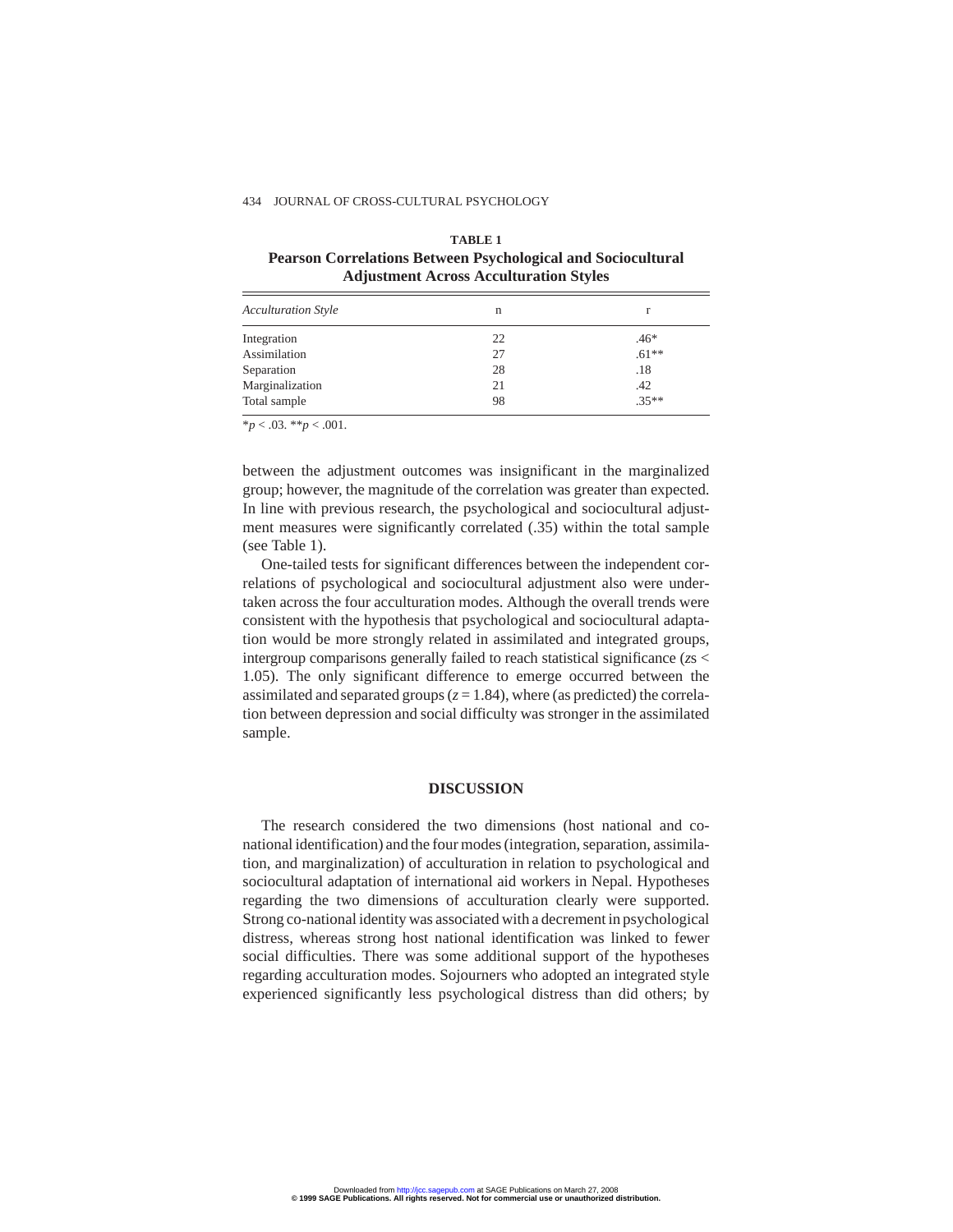**TABLE 1**
**Pearson Correlations Between Psychological and Sociocultural Adjustment Across Acculturation Styles**

| *Acculturation Style* | n | r |
|---|---|---|
| Integration | 22 | .46* |
| Assimilation | 27 | .61** |
| Separation | 28 | .18 |
| Marginalization | 21 | .42 |
| Total sample | 98 | .35** |

$*p < .03$. $**p < .001$.

between the adjustment outcomes was insignificant in the marginalized group; however, the magnitude of the correlation was greater than expected. In line with previous research, the psychological and sociocultural adjustment measures were significantly correlated (.35) within the total sample (see Table 1).

One-tailed tests for significant differences between the independent correlations of psychological and sociocultural adjustment also were undertaken across the four acculturation modes. Although the overall trends were consistent with the hypothesis that psychological and sociocultural adaptation would be more strongly related in assimilated and integrated groups, intergroup comparisons generally failed to reach statistical significance ($z$s < 1.05). The only significant difference to emerge occurred between the assimilated and separated groups ($z = 1.84$), where (as predicted) the correlation between depression and social difficulty was stronger in the assimilated sample.

## DISCUSSION

The research considered the two dimensions (host national and co-national identification) and the four modes (integration, separation, assimilation, and marginalization) of acculturation in relation to psychological and sociocultural adaptation of international aid workers in Nepal. Hypotheses regarding the two dimensions of acculturation clearly were supported. Strong co-national identity was associated with a decrement in psychological distress, whereas strong host national identification was linked to fewer social difficulties. There was some additional support of the hypotheses regarding acculturation modes. Sojourners who adopted an integrated style experienced significantly less psychological distress than did others; by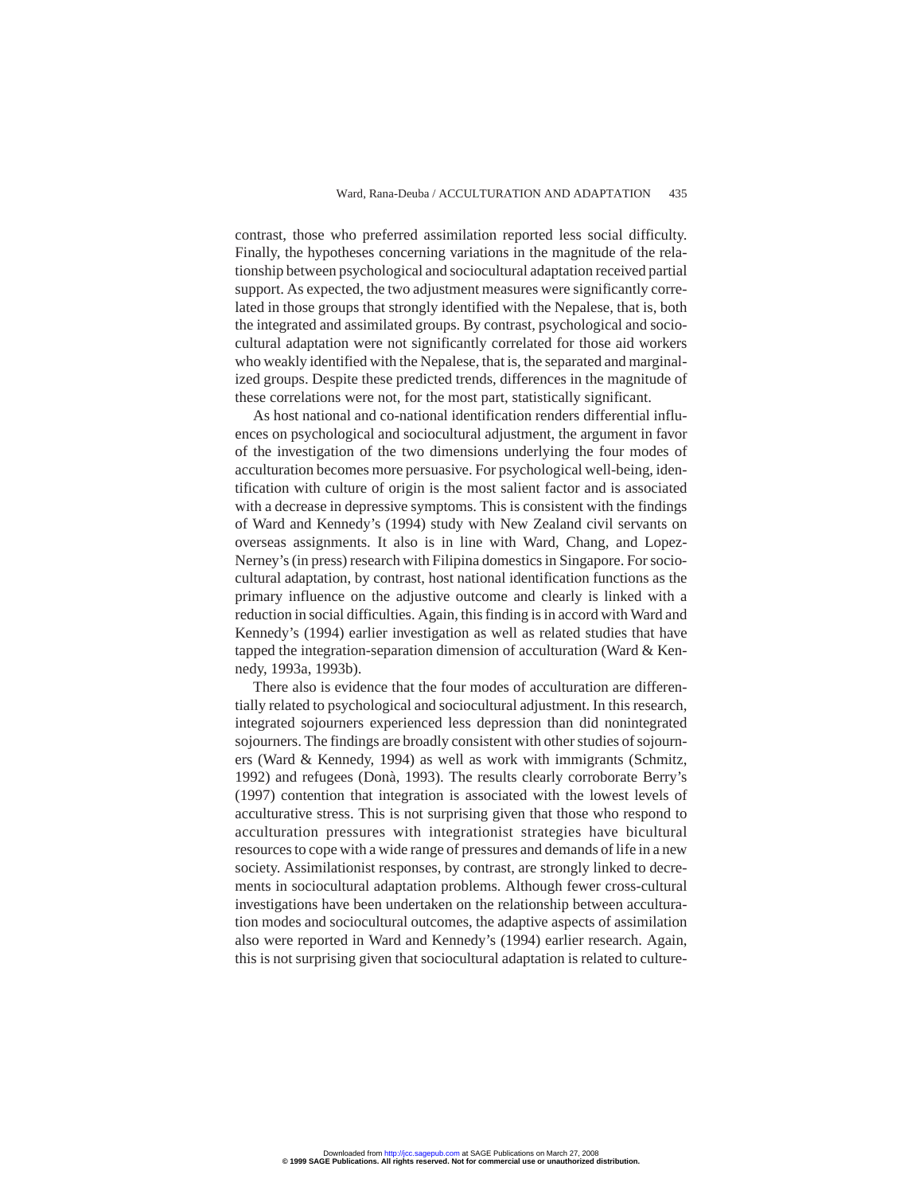contrast, those who preferred assimilation reported less social difficulty. Finally, the hypotheses concerning variations in the magnitude of the relationship between psychological and sociocultural adaptation received partial support. As expected, the two adjustment measures were significantly correlated in those groups that strongly identified with the Nepalese, that is, both the integrated and assimilated groups. By contrast, psychological and sociocultural adaptation were not significantly correlated for those aid workers who weakly identified with the Nepalese, that is, the separated and marginalized groups. Despite these predicted trends, differences in the magnitude of these correlations were not, for the most part, statistically significant.

As host national and co-national identification renders differential influences on psychological and sociocultural adjustment, the argument in favor of the investigation of the two dimensions underlying the four modes of acculturation becomes more persuasive. For psychological well-being, identification with culture of origin is the most salient factor and is associated with a decrease in depressive symptoms. This is consistent with the findings of Ward and Kennedy's (1994) study with New Zealand civil servants on overseas assignments. It also is in line with Ward, Chang, and Lopez-Nerney's (in press) research with Filipina domestics in Singapore. For sociocultural adaptation, by contrast, host national identification functions as the primary influence on the adjustive outcome and clearly is linked with a reduction in social difficulties. Again, this finding is in accord with Ward and Kennedy's (1994) earlier investigation as well as related studies that have tapped the integration-separation dimension of acculturation (Ward & Kennedy, 1993a, 1993b).

There also is evidence that the four modes of acculturation are differentially related to psychological and sociocultural adjustment. In this research, integrated sojourners experienced less depression than did nonintegrated sojourners. The findings are broadly consistent with other studies of sojourners (Ward & Kennedy, 1994) as well as work with immigrants (Schmitz, 1992) and refugees (Donà, 1993). The results clearly corroborate Berry's (1997) contention that integration is associated with the lowest levels of acculturative stress. This is not surprising given that those who respond to acculturation pressures with integrationist strategies have bicultural resources to cope with a wide range of pressures and demands of life in a new society. Assimilationist responses, by contrast, are strongly linked to decrements in sociocultural adaptation problems. Although fewer cross-cultural investigations have been undertaken on the relationship between acculturation modes and sociocultural outcomes, the adaptive aspects of assimilation also were reported in Ward and Kennedy's (1994) earlier research. Again, this is not surprising given that sociocultural adaptation is related to culture-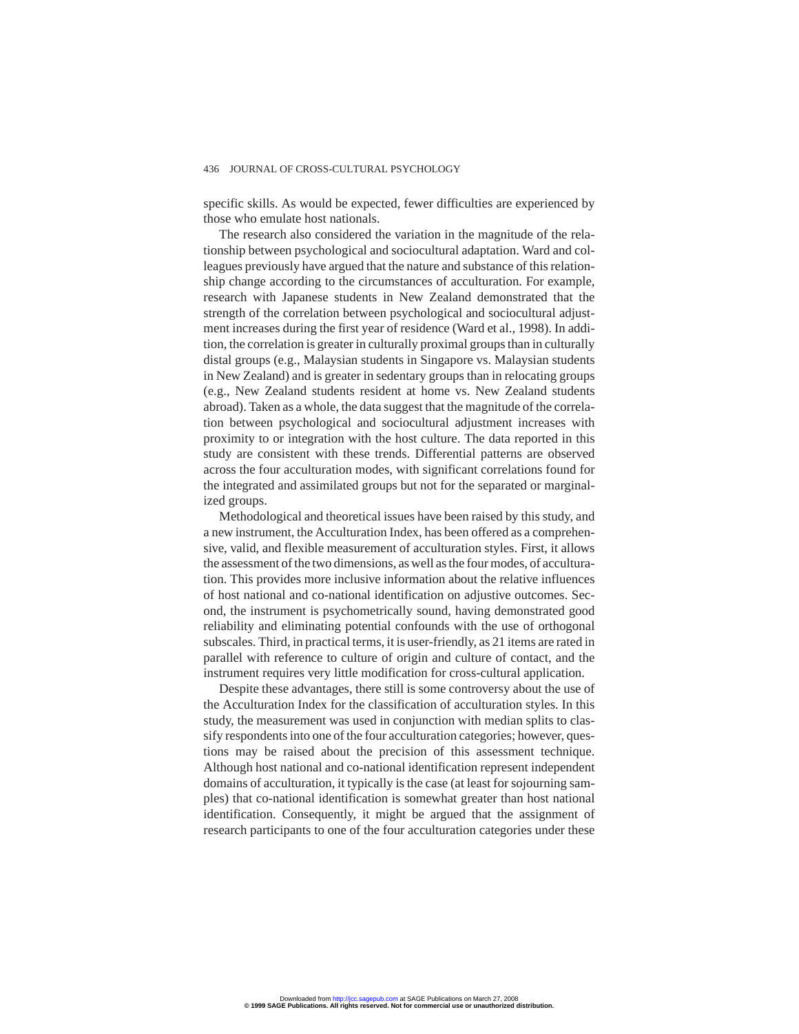specific skills. As would be expected, fewer difficulties are experienced by those who emulate host nationals.

The research also considered the variation in the magnitude of the relationship between psychological and sociocultural adaptation. Ward and colleagues previously have argued that the nature and substance of this relationship change according to the circumstances of acculturation. For example, research with Japanese students in New Zealand demonstrated that the strength of the correlation between psychological and sociocultural adjustment increases during the first year of residence (Ward et al., 1998). In addition, the correlation is greater in culturally proximal groups than in culturally distal groups (e.g., Malaysian students in Singapore vs. Malaysian students in New Zealand) and is greater in sedentary groups than in relocating groups (e.g., New Zealand students resident at home vs. New Zealand students abroad). Taken as a whole, the data suggest that the magnitude of the correlation between psychological and sociocultural adjustment increases with proximity to or integration with the host culture. The data reported in this study are consistent with these trends. Differential patterns are observed across the four acculturation modes, with significant correlations found for the integrated and assimilated groups but not for the separated or marginalized groups.

Methodological and theoretical issues have been raised by this study, and a new instrument, the Acculturation Index, has been offered as a comprehensive, valid, and flexible measurement of acculturation styles. First, it allows the assessment of the two dimensions, as well as the four modes, of acculturation. This provides more inclusive information about the relative influences of host national and co-national identification on adjustive outcomes. Second, the instrument is psychometrically sound, having demonstrated good reliability and eliminating potential confounds with the use of orthogonal subscales. Third, in practical terms, it is user-friendly, as 21 items are rated in parallel with reference to culture of origin and culture of contact, and the instrument requires very little modification for cross-cultural application.

Despite these advantages, there still is some controversy about the use of the Acculturation Index for the classification of acculturation styles. In this study, the measurement was used in conjunction with median splits to classify respondents into one of the four acculturation categories; however, questions may be raised about the precision of this assessment technique. Although host national and co-national identification represent independent domains of acculturation, it typically is the case (at least for sojourning samples) that co-national identification is somewhat greater than host national identification. Consequently, it might be argued that the assignment of research participants to one of the four acculturation categories under these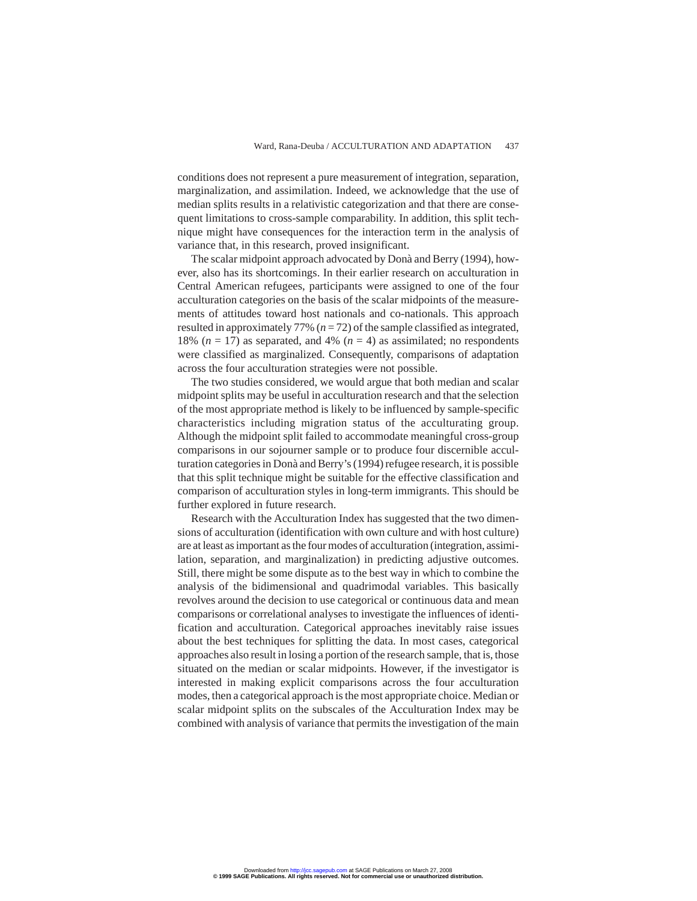conditions does not represent a pure measurement of integration, separation, marginalization, and assimilation. Indeed, we acknowledge that the use of median splits results in a relativistic categorization and that there are consequent limitations to cross-sample comparability. In addition, this split technique might have consequences for the interaction term in the analysis of variance that, in this research, proved insignificant.

The scalar midpoint approach advocated by Donà and Berry (1994), however, also has its shortcomings. In their earlier research on acculturation in Central American refugees, participants were assigned to one of the four acculturation categories on the basis of the scalar midpoints of the measurements of attitudes toward host nationals and co-nationals. This approach resulted in approximately 77% ($n = 72$) of the sample classified as integrated, 18% ($n = 17$) as separated, and 4% ($n = 4$) as assimilated; no respondents were classified as marginalized. Consequently, comparisons of adaptation across the four acculturation strategies were not possible.

The two studies considered, we would argue that both median and scalar midpoint splits may be useful in acculturation research and that the selection of the most appropriate method is likely to be influenced by sample-specific characteristics including migration status of the acculturating group. Although the midpoint split failed to accommodate meaningful cross-group comparisons in our sojourner sample or to produce four discernible acculturation categories in Donà and Berry's (1994) refugee research, it is possible that this split technique might be suitable for the effective classification and comparison of acculturation styles in long-term immigrants. This should be further explored in future research.

Research with the Acculturation Index has suggested that the two dimensions of acculturation (identification with own culture and with host culture) are at least as important as the four modes of acculturation (integration, assimilation, separation, and marginalization) in predicting adjustive outcomes. Still, there might be some dispute as to the best way in which to combine the analysis of the bidimensional and quadrimodal variables. This basically revolves around the decision to use categorical or continuous data and mean comparisons or correlational analyses to investigate the influences of identification and acculturation. Categorical approaches inevitably raise issues about the best techniques for splitting the data. In most cases, categorical approaches also result in losing a portion of the research sample, that is, those situated on the median or scalar midpoints. However, if the investigator is interested in making explicit comparisons across the four acculturation modes, then a categorical approach is the most appropriate choice. Median or scalar midpoint splits on the subscales of the Acculturation Index may be combined with analysis of variance that permits the investigation of the main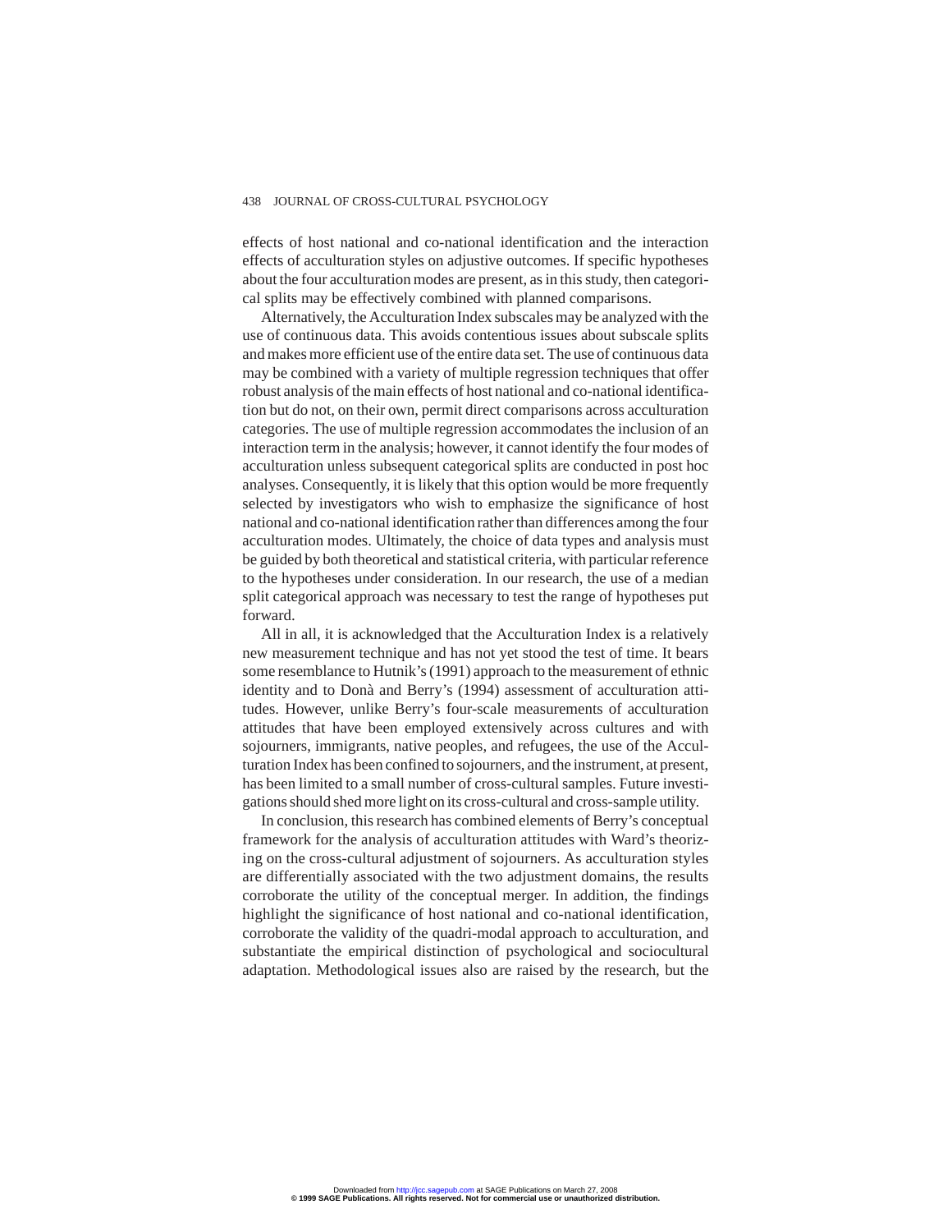effects of host national and co-national identification and the interaction effects of acculturation styles on adjustive outcomes. If specific hypotheses about the four acculturation modes are present, as in this study, then categorical splits may be effectively combined with planned comparisons.

Alternatively, the Acculturation Index subscales may be analyzed with the use of continuous data. This avoids contentious issues about subscale splits and makes more efficient use of the entire data set. The use of continuous data may be combined with a variety of multiple regression techniques that offer robust analysis of the main effects of host national and co-national identification but do not, on their own, permit direct comparisons across acculturation categories. The use of multiple regression accommodates the inclusion of an interaction term in the analysis; however, it cannot identify the four modes of acculturation unless subsequent categorical splits are conducted in post hoc analyses. Consequently, it is likely that this option would be more frequently selected by investigators who wish to emphasize the significance of host national and co-national identification rather than differences among the four acculturation modes. Ultimately, the choice of data types and analysis must be guided by both theoretical and statistical criteria, with particular reference to the hypotheses under consideration. In our research, the use of a median split categorical approach was necessary to test the range of hypotheses put forward.

All in all, it is acknowledged that the Acculturation Index is a relatively new measurement technique and has not yet stood the test of time. It bears some resemblance to Hutnik's (1991) approach to the measurement of ethnic identity and to Donà and Berry's (1994) assessment of acculturation attitudes. However, unlike Berry's four-scale measurements of acculturation attitudes that have been employed extensively across cultures and with sojourners, immigrants, native peoples, and refugees, the use of the Acculturation Index has been confined to sojourners, and the instrument, at present, has been limited to a small number of cross-cultural samples. Future investigations should shed more light on its cross-cultural and cross-sample utility.

In conclusion, this research has combined elements of Berry's conceptual framework for the analysis of acculturation attitudes with Ward's theorizing on the cross-cultural adjustment of sojourners. As acculturation styles are differentially associated with the two adjustment domains, the results corroborate the utility of the conceptual merger. In addition, the findings highlight the significance of host national and co-national identification, corroborate the validity of the quadri-modal approach to acculturation, and substantiate the empirical distinction of psychological and sociocultural adaptation. Methodological issues also are raised by the research, but the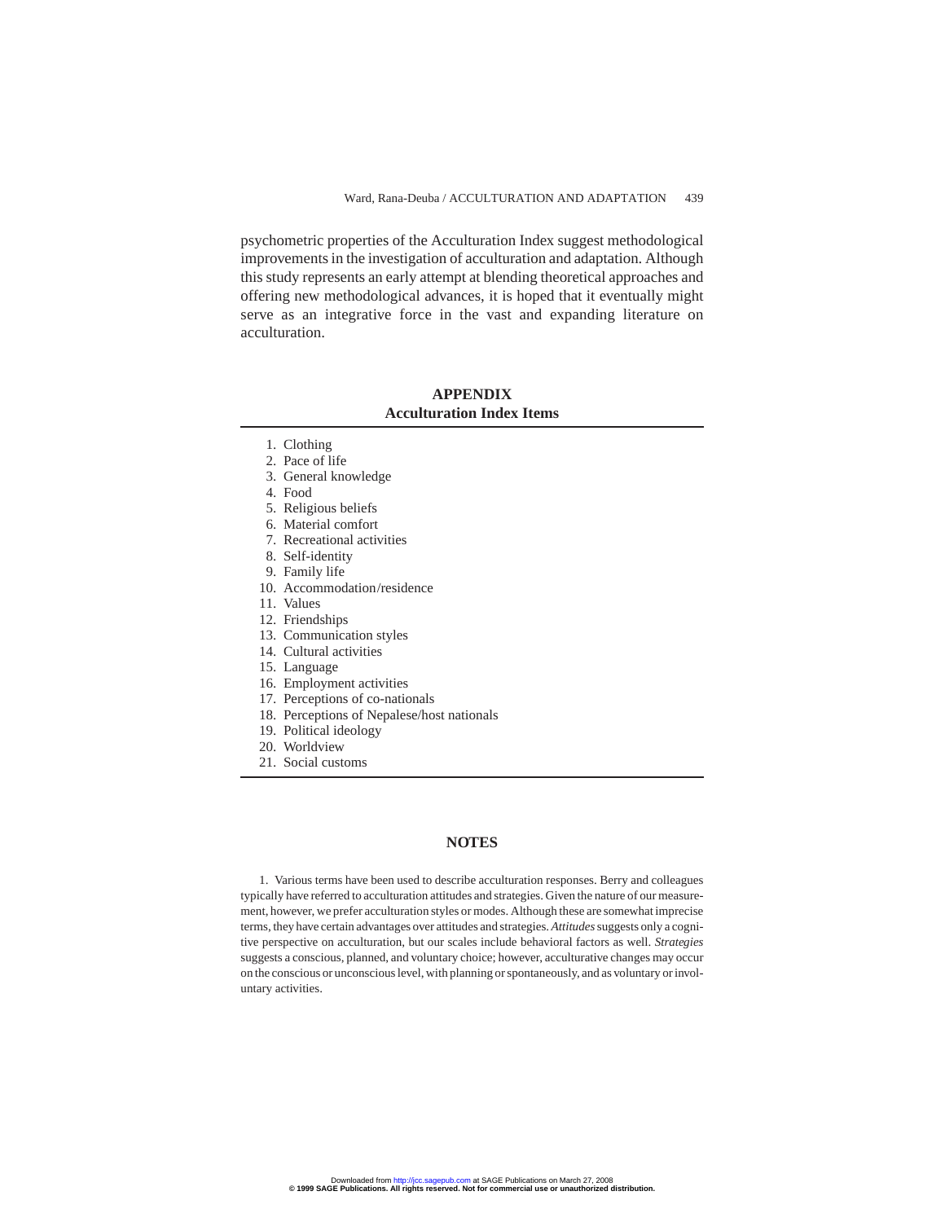psychometric properties of the Acculturation Index suggest methodological improvements in the investigation of acculturation and adaptation. Although this study represents an early attempt at blending theoretical approaches and offering new methodological advances, it is hoped that it eventually might serve as an integrative force in the vast and expanding literature on acculturation.

## APPENDIX
### Acculturation Index Items

1. Clothing
2. Pace of life
3. General knowledge
4. Food
5. Religious beliefs
6. Material comfort
7. Recreational activities
8. Self-identity
9. Family life
10. Accommodation/residence
11. Values
12. Friendships
13. Communication styles
14. Cultural activities
15. Language
16. Employment activities
17. Perceptions of co-nationals
18. Perceptions of Nepalese/host nationals
19. Political ideology
20. Worldview
21. Social customs

## NOTES

1. Various terms have been used to describe acculturation responses. Berry and colleagues typically have referred to acculturation attitudes and strategies. Given the nature of our measurement, however, we prefer acculturation styles or modes. Although these are somewhat imprecise terms, they have certain advantages over attitudes and strategies. *Attitudes* suggests only a cognitive perspective on acculturation, but our scales include behavioral factors as well. *Strategies* suggests a conscious, planned, and voluntary choice; however, acculturative changes may occur on the conscious or unconscious level, with planning or spontaneously, and as voluntary or involuntary activities.

Downloaded from http://jcc.sagepub.com at SAGE Publications on March 27, 2008
© 1999 SAGE Publications. All rights reserved. Not for commercial use or unauthorized distribution.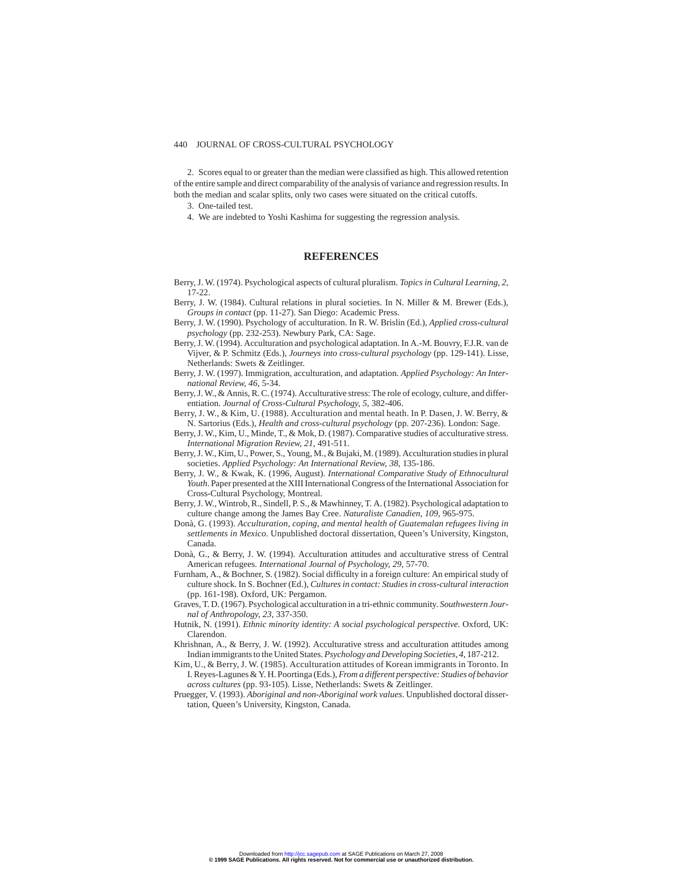2. Scores equal to or greater than the median were classified as high. This allowed retention of the entire sample and direct comparability of the analysis of variance and regression results. In both the median and scalar splits, only two cases were situated on the critical cutoffs.

3. One-tailed test.

4. We are indebted to Yoshi Kashima for suggesting the regression analysis.

## REFERENCES

Berry, J. W. (1974). Psychological aspects of cultural pluralism. *Topics in Cultural Learning*, *2*, 17-22.

Berry, J. W. (1984). Cultural relations in plural societies. In N. Miller & M. Brewer (Eds.), *Groups in contact* (pp. 11-27). San Diego: Academic Press.

Berry, J. W. (1990). Psychology of acculturation. In R. W. Brislin (Ed.), *Applied cross-cultural psychology* (pp. 232-253). Newbury Park, CA: Sage.

Berry, J. W. (1994). Acculturation and psychological adaptation. In A.-M. Bouvry, F.J.R. van de Vijver, & P. Schmitz (Eds.), *Journeys into cross-cultural psychology* (pp. 129-141). Lisse, Netherlands: Swets & Zeitlinger.

Berry, J. W. (1997). Immigration, acculturation, and adaptation. *Applied Psychology: An International Review*, *46*, 5-34.

Berry, J. W., & Annis, R. C. (1974). Acculturative stress: The role of ecology, culture, and differentiation. *Journal of Cross-Cultural Psychology*, *5*, 382-406.

Berry, J. W., & Kim, U. (1988). Acculturation and mental heath. In P. Dasen, J. W. Berry, & N. Sartorius (Eds.), *Health and cross-cultural psychology* (pp. 207-236). London: Sage.

Berry, J. W., Kim, U., Minde, T., & Mok, D. (1987). Comparative studies of acculturative stress. *International Migration Review*, *21*, 491-511.

Berry, J. W., Kim, U., Power, S., Young, M., & Bujaki, M. (1989). Acculturation studies in plural societies. *Applied Psychology: An International Review*, *38*, 135-186.

Berry, J. W., & Kwak, K. (1996, August). *International Comparative Study of Ethnocultural Youth*. Paper presented at the XIII International Congress of the International Association for Cross-Cultural Psychology, Montreal.

Berry, J. W., Wintrob, R., Sindell, P. S., & Mawhinney, T. A. (1982). Psychological adaptation to culture change among the James Bay Cree. *Naturaliste Canadien*, *109*, 965-975.

Donà, G. (1993). *Acculturation, coping, and mental health of Guatemalan refugees living in settlements in Mexico*. Unpublished doctoral dissertation, Queen's University, Kingston, Canada.

Donà, G., & Berry, J. W. (1994). Acculturation attitudes and acculturative stress of Central American refugees. *International Journal of Psychology*, *29*, 57-70.

Furnham, A., & Bochner, S. (1982). Social difficulty in a foreign culture: An empirical study of culture shock. In S. Bochner (Ed.), *Cultures in contact: Studies in cross-cultural interaction* (pp. 161-198). Oxford, UK: Pergamon.

Graves, T. D. (1967). Psychological acculturation in a tri-ethnic community. *Southwestern Journal of Anthropology*, *23*, 337-350.

Hutnik, N. (1991). *Ethnic minority identity: A social psychological perspective*. Oxford, UK: Clarendon.

Khrishnan, A., & Berry, J. W. (1992). Acculturative stress and acculturation attitudes among Indian immigrants to the United States. *Psychology and Developing Societies*, *4*, 187-212.

Kim, U., & Berry, J. W. (1985). Acculturation attitudes of Korean immigrants in Toronto. In I. Reyes-Lagunes & Y. H. Poortinga (Eds.), *From a different perspective: Studies of behavior across cultures* (pp. 93-105). Lisse, Netherlands: Swets & Zeitlinger.

Pruegger, V. (1993). *Aboriginal and non-Aboriginal work values*. Unpublished doctoral dissertation, Queen's University, Kingston, Canada.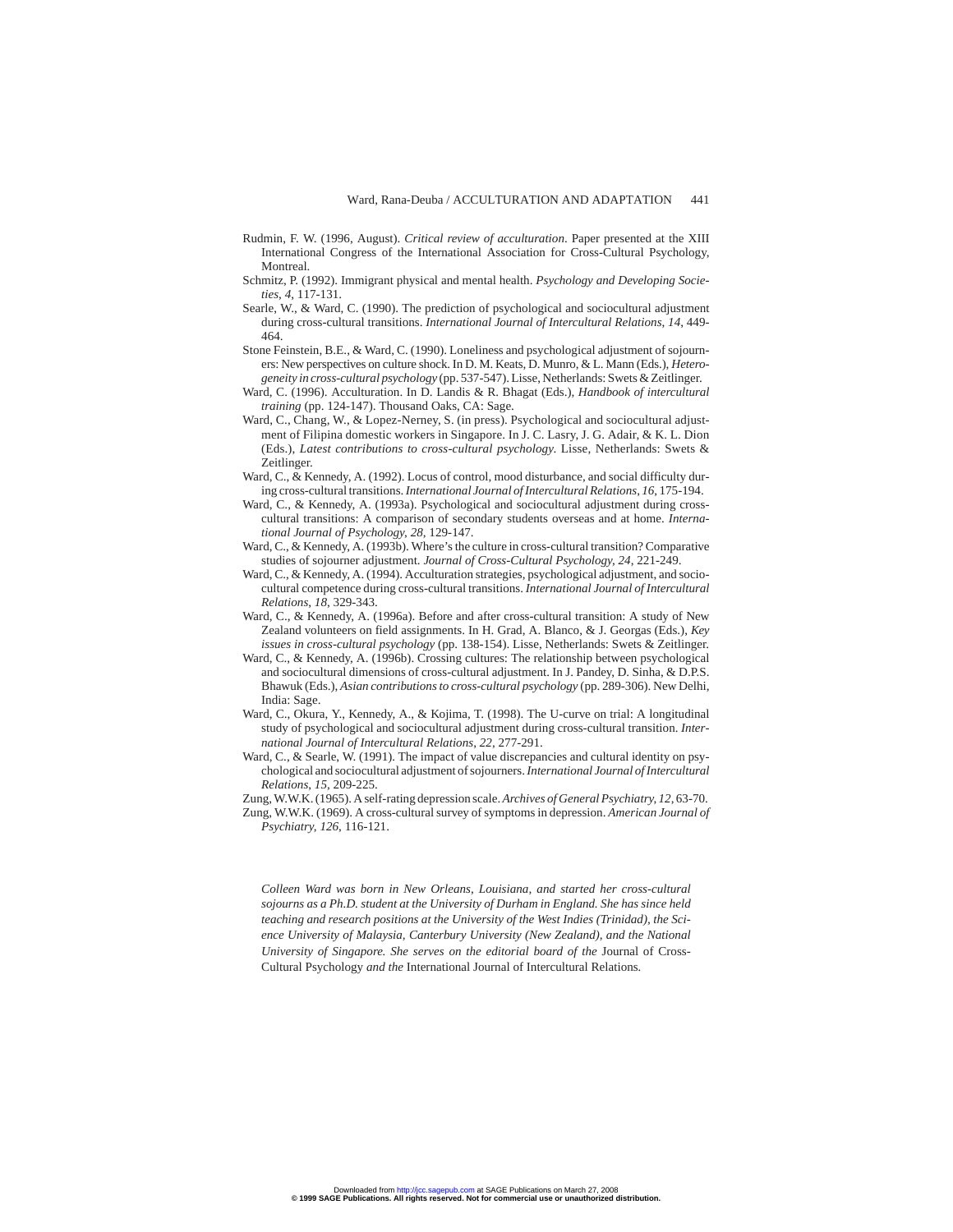Rudmin, F. W. (1996, August). *Critical review of acculturation*. Paper presented at the XIII International Congress of the International Association for Cross-Cultural Psychology, Montreal.

Schmitz, P. (1992). Immigrant physical and mental health. *Psychology and Developing Societies*, *4*, 117-131.

Searle, W., & Ward, C. (1990). The prediction of psychological and sociocultural adjustment during cross-cultural transitions. *International Journal of Intercultural Relations*, *14*, 449-464.

Stone Feinstein, B.E., & Ward, C. (1990). Loneliness and psychological adjustment of sojourners: New perspectives on culture shock. In D. M. Keats, D. Munro, & L. Mann (Eds.), *Heterogeneity in cross-cultural psychology* (pp. 537-547). Lisse, Netherlands: Swets & Zeitlinger.

Ward, C. (1996). Acculturation. In D. Landis & R. Bhagat (Eds.), *Handbook of intercultural training* (pp. 124-147). Thousand Oaks, CA: Sage.

Ward, C., Chang, W., & Lopez-Nerney, S. (in press). Psychological and sociocultural adjustment of Filipina domestic workers in Singapore. In J. C. Lasry, J. G. Adair, & K. L. Dion (Eds.), *Latest contributions to cross-cultural psychology*. Lisse, Netherlands: Swets & Zeitlinger.

Ward, C., & Kennedy, A. (1992). Locus of control, mood disturbance, and social difficulty during cross-cultural transitions. *International Journal of Intercultural Relations*, *16*, 175-194.

Ward, C., & Kennedy, A. (1993a). Psychological and sociocultural adjustment during cross-cultural transitions: A comparison of secondary students overseas and at home. *International Journal of Psychology*, *28*, 129-147.

Ward, C., & Kennedy, A. (1993b). Where's the culture in cross-cultural transition? Comparative studies of sojourner adjustment. *Journal of Cross-Cultural Psychology*, *24*, 221-249.

Ward, C., & Kennedy, A. (1994). Acculturation strategies, psychological adjustment, and sociocultural competence during cross-cultural transitions. *International Journal of Intercultural Relations*, *18*, 329-343.

Ward, C., & Kennedy, A. (1996a). Before and after cross-cultural transition: A study of New Zealand volunteers on field assignments. In H. Grad, A. Blanco, & J. Georgas (Eds.), *Key issues in cross-cultural psychology* (pp. 138-154). Lisse, Netherlands: Swets & Zeitlinger.

Ward, C., & Kennedy, A. (1996b). Crossing cultures: The relationship between psychological and sociocultural dimensions of cross-cultural adjustment. In J. Pandey, D. Sinha, & D.P.S. Bhawuk (Eds.), *Asian contributions to cross-cultural psychology* (pp. 289-306). New Delhi, India: Sage.

Ward, C., Okura, Y., Kennedy, A., & Kojima, T. (1998). The U-curve on trial: A longitudinal study of psychological and sociocultural adjustment during cross-cultural transition. *International Journal of Intercultural Relations*, *22*, 277-291.

Ward, C., & Searle, W. (1991). The impact of value discrepancies and cultural identity on psychological and sociocultural adjustment of sojourners. *International Journal of Intercultural Relations*, *15*, 209-225.

Zung, W.W.K. (1965). A self-rating depression scale. *Archives of General Psychiatry*, *12*, 63-70.

Zung, W.W.K. (1969). A cross-cultural survey of symptoms in depression. *American Journal of Psychiatry*, *126*, 116-121.

*Colleen Ward was born in New Orleans, Louisiana, and started her cross-cultural sojourns as a Ph.D. student at the University of Durham in England. She has since held teaching and research positions at the University of the West Indies (Trinidad), the Science University of Malaysia, Canterbury University (New Zealand), and the National University of Singapore. She serves on the editorial board of the* Journal of Cross-Cultural Psychology *and the* International Journal of Intercultural Relations.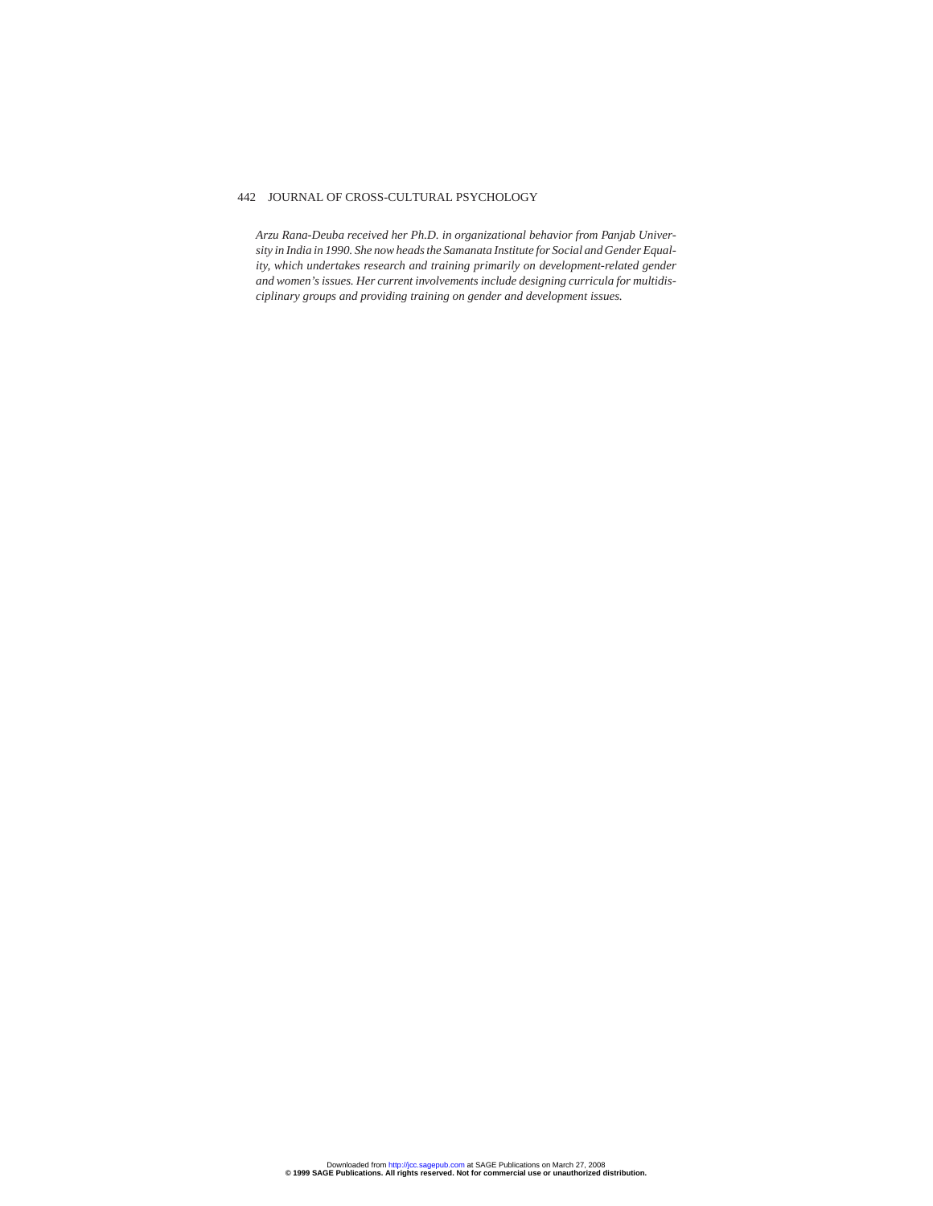*Arzu Rana-Deuba received her Ph.D. in organizational behavior from Panjab University in India in 1990. She now heads the Samanata Institute for Social and Gender Equality, which undertakes research and training primarily on development-related gender and women's issues. Her current involvements include designing curricula for multidisciplinary groups and providing training on gender and development issues.*